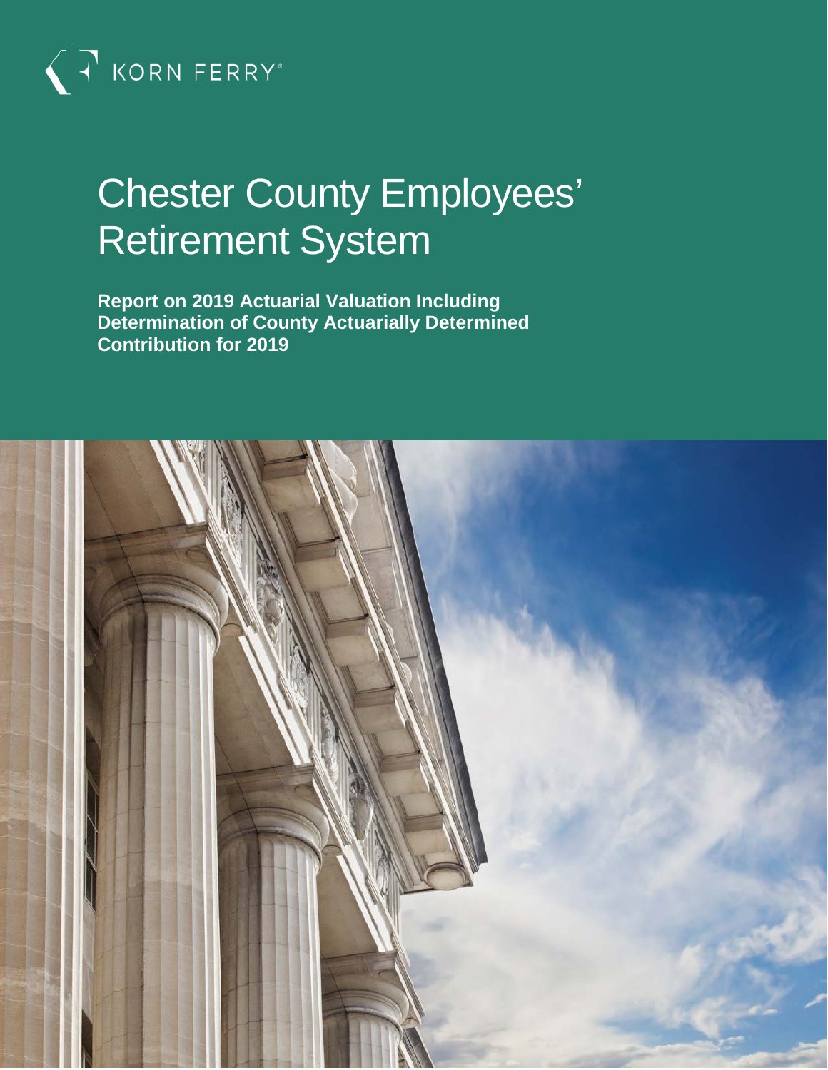KORN FERRY

# Chester County Employees' Retirement System

**Report on 2019 Actuarial Valuation Including Determination of County Actuarially Determined Contribution for 2019**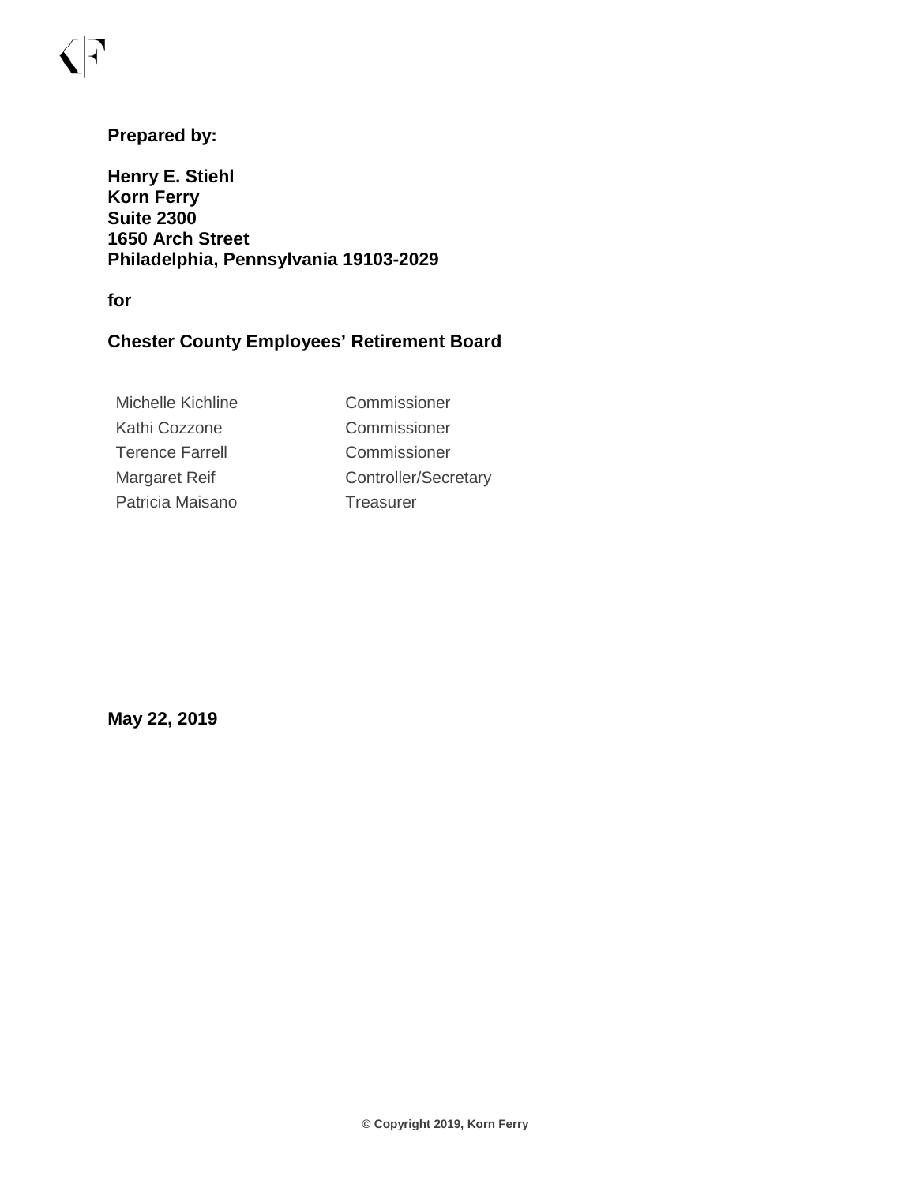**Prepared by:**

**Henry E. Stiehl**
**Korn Ferry**
**Suite 2300**
**1650 Arch Street**
**Philadelphia, Pennsylvania 19103-2029**

**for**

**Chester County Employees' Retirement Board**

| | |
|---|---|
| Michelle Kichline | Commissioner |
| Kathi Cozzone | Commissioner |
| Terence Farrell | Commissioner |
| Margaret Reif | Controller/Secretary |
| Patricia Maisano | Treasurer |

**May 22, 2019**

**© Copyright 2019, Korn Ferry**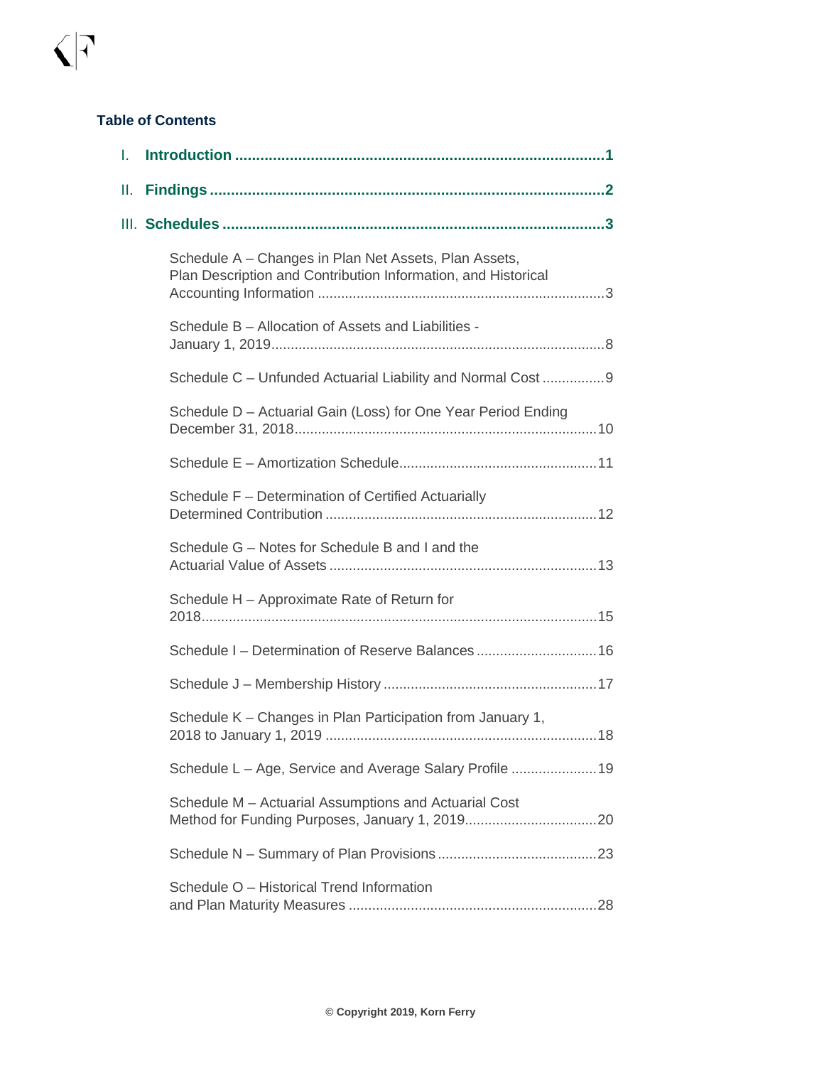**Table of Contents**

I. **Introduction** ....................................................................................**1**

II. **Findings** ..........................................................................................**2**

III. **Schedules** .......................................................................................**3**

- Schedule A – Changes in Plan Net Assets, Plan Assets, Plan Description and Contribution Information, and Historical Accounting Information ..........................................................................3
- Schedule B – Allocation of Assets and Liabilities - January 1, 2019.....................................................................................8
- Schedule C – Unfunded Actuarial Liability and Normal Cost ................9
- Schedule D – Actuarial Gain (Loss) for One Year Period Ending December 31, 2018...........................................................................10
- Schedule E – Amortization Schedule..................................................11
- Schedule F – Determination of Certified Actuarially Determined Contribution .....................................................................12
- Schedule G – Notes for Schedule B and I and the Actuarial Value of Assets ....................................................................13
- Schedule H – Approximate Rate of Return for 2018.....................................................................................................15
- Schedule I – Determination of Reserve Balances ...............................16
- Schedule J – Membership History ......................................................17
- Schedule K – Changes in Plan Participation from January 1, 2018 to January 1, 2019 .....................................................................18
- Schedule L – Age, Service and Average Salary Profile ......................19
- Schedule M – Actuarial Assumptions and Actuarial Cost Method for Funding Purposes, January 1, 2019.................................20
- Schedule N – Summary of Plan Provisions.........................................23
- Schedule O – Historical Trend Information and Plan Maturity Measures ................................................................28

© Copyright 2019, Korn Ferry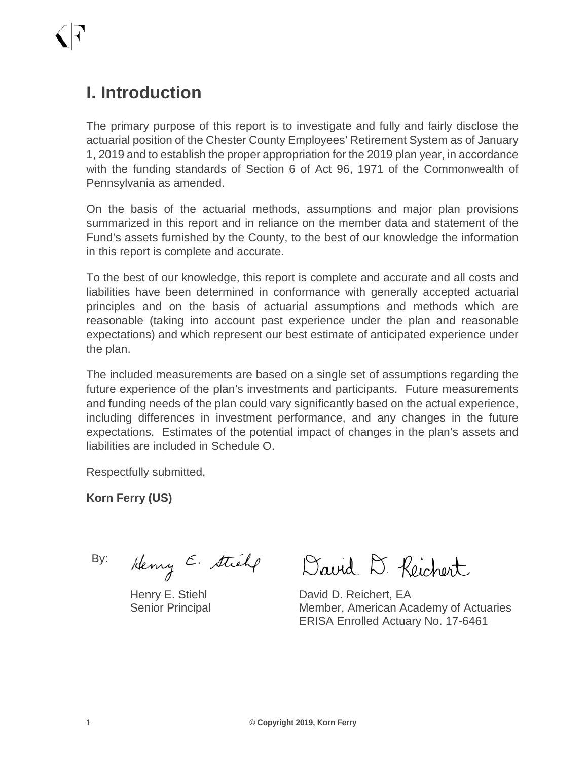# I. Introduction

The primary purpose of this report is to investigate and fully and fairly disclose the actuarial position of the Chester County Employees' Retirement System as of January 1, 2019 and to establish the proper appropriation for the 2019 plan year, in accordance with the funding standards of Section 6 of Act 96, 1971 of the Commonwealth of Pennsylvania as amended.

On the basis of the actuarial methods, assumptions and major plan provisions summarized in this report and in reliance on the member data and statement of the Fund's assets furnished by the County, to the best of our knowledge the information in this report is complete and accurate.

To the best of our knowledge, this report is complete and accurate and all costs and liabilities have been determined in conformance with generally accepted actuarial principles and on the basis of actuarial assumptions and methods which are reasonable (taking into account past experience under the plan and reasonable expectations) and which represent our best estimate of anticipated experience under the plan.

The included measurements are based on a single set of assumptions regarding the future experience of the plan's investments and participants. Future measurements and funding needs of the plan could vary significantly based on the actual experience, including differences in investment performance, and any changes in the future expectations. Estimates of the potential impact of changes in the plan's assets and liabilities are included in Schedule O.

Respectfully submitted,

**Korn Ferry (US)**

By:

Henry E. Stiehl
Senior Principal

David D. Reichert, EA
Member, American Academy of Actuaries
ERISA Enrolled Actuary No. 17-6461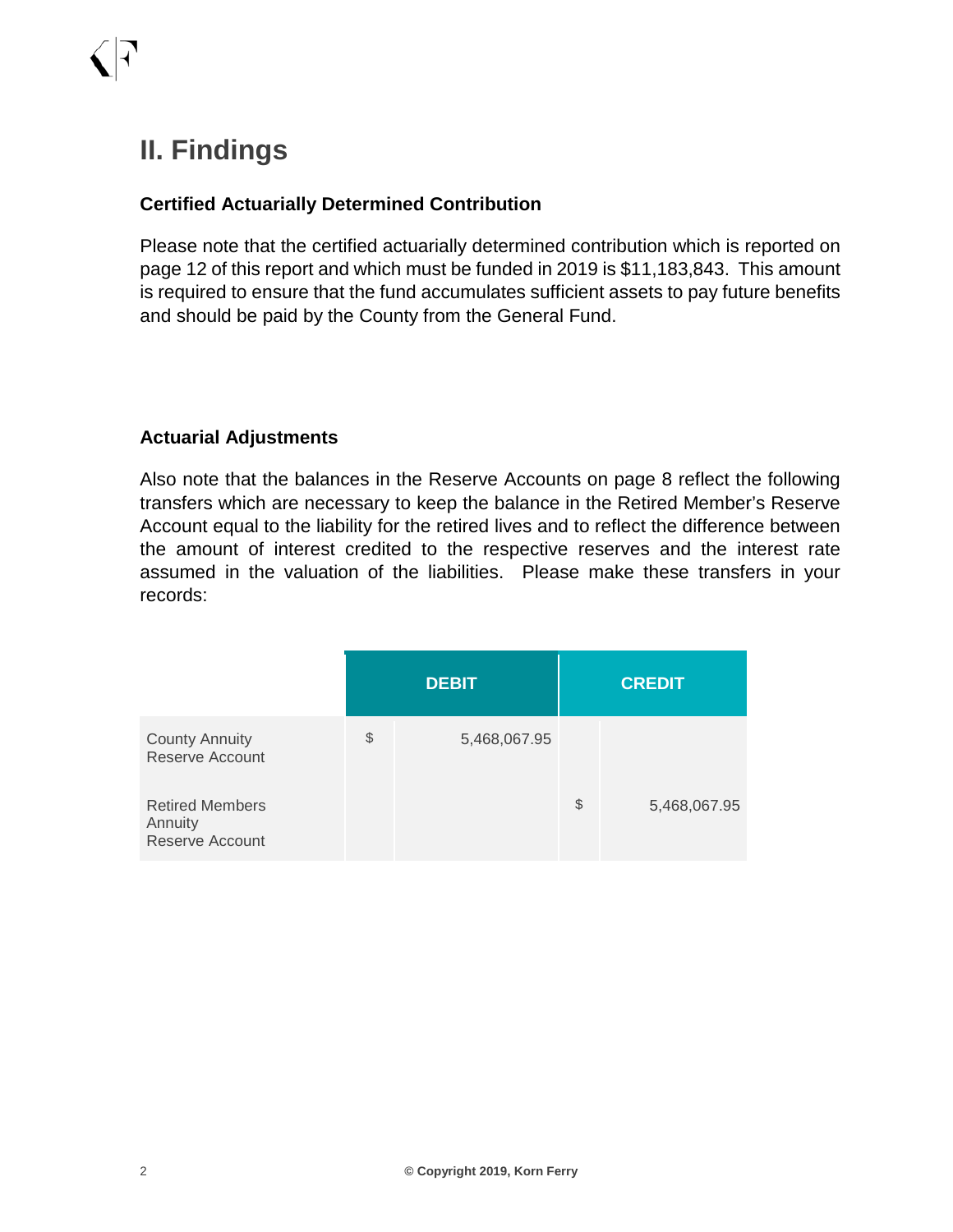# II. Findings

### Certified Actuarially Determined Contribution

Please note that the certified actuarially determined contribution which is reported on page 12 of this report and which must be funded in 2019 is $11,183,843. This amount is required to ensure that the fund accumulates sufficient assets to pay future benefits and should be paid by the County from the General Fund.

### Actuarial Adjustments

Also note that the balances in the Reserve Accounts on page 8 reflect the following transfers which are necessary to keep the balance in the Retired Member's Reserve Account equal to the liability for the retired lives and to reflect the difference between the amount of interest credited to the respective reserves and the interest rate assumed in the valuation of the liabilities. Please make these transfers in your records:

| | DEBIT | | CREDIT | |
|---|---|---|---|---|
| County Annuity Reserve Account | $ | 5,468,067.95 | | |
| Retired Members Annuity Reserve Account | | | $ | 5,468,067.95 |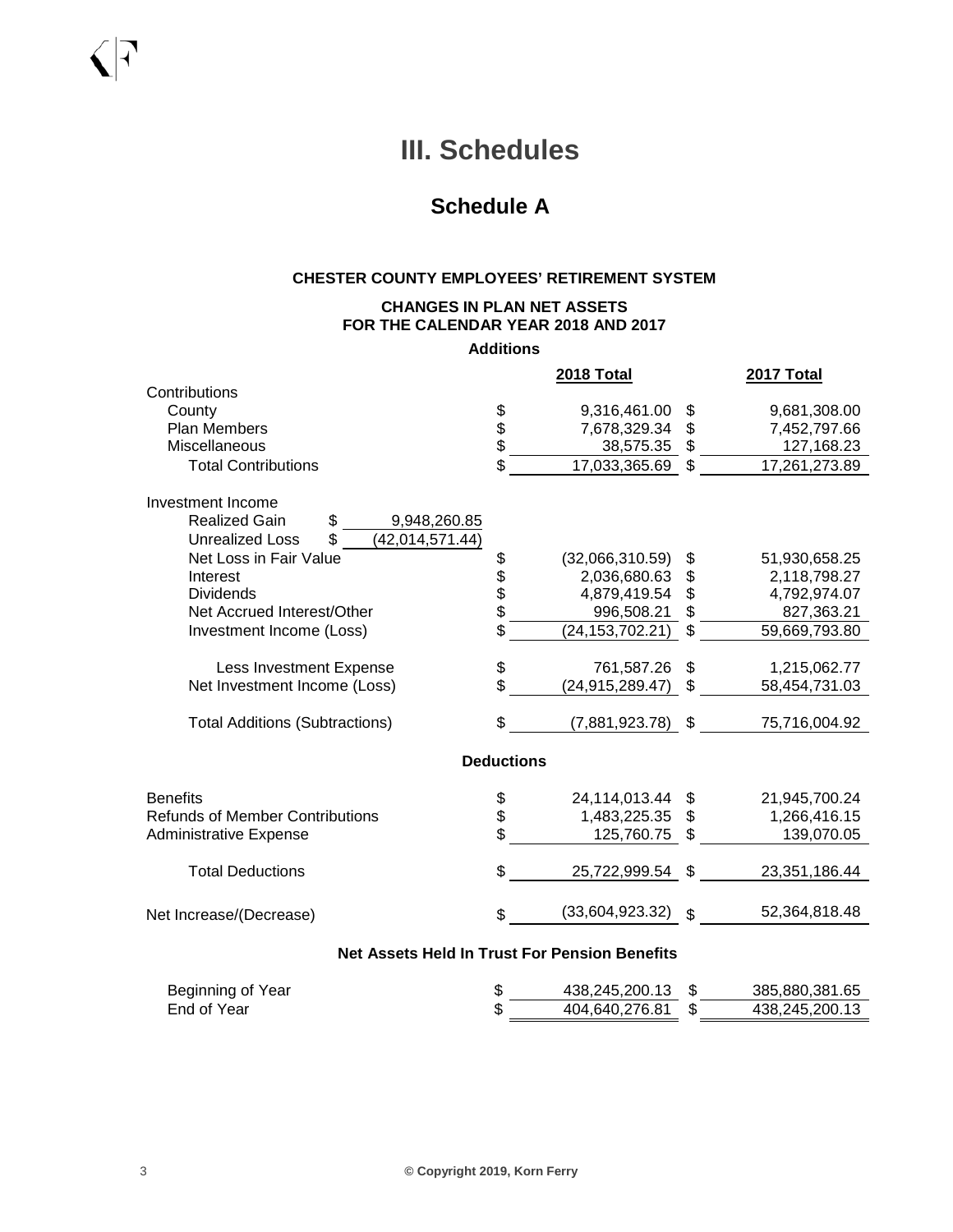# III. Schedules

## Schedule A

**CHESTER COUNTY EMPLOYEES' RETIREMENT SYSTEM**

**CHANGES IN PLAN NET ASSETS**
**FOR THE CALENDAR YEAR 2018 AND 2017**

| | | 2018 Total | 2017 Total |
|---|---|---|---|
| **Additions** | | | |
| Contributions | | | |
| County | | $ 9,316,461.00 | $ 9,681,308.00 |
| Plan Members | | $ 7,678,329.34 | $ 7,452,797.66 |
| Miscellaneous | | $ 38,575.35 | $ 127,168.23 |
| Total Contributions | | $ 17,033,365.69 | $ 17,261,273.89 |
| Investment Income | | | |
| Realized Gain | $ 9,948,260.85 | | |
| Unrealized Loss | $ (42,014,571.44) | | |
| Net Loss in Fair Value | | $ (32,066,310.59) | $ 51,930,658.25 |
| Interest | | $ 2,036,680.63 | $ 2,118,798.27 |
| Dividends | | $ 4,879,419.54 | $ 4,792,974.07 |
| Net Accrued Interest/Other | | $ 996,508.21 | $ 827,363.21 |
| Investment Income (Loss) | | $ (24,153,702.21) | $ 59,669,793.80 |
| Less Investment Expense | | $ 761,587.26 | $ 1,215,062.77 |
| Net Investment Income (Loss) | | $ (24,915,289.47) | $ 58,454,731.03 |
| Total Additions (Subtractions) | | $ (7,881,923.78) | $ 75,716,004.92 |
| **Deductions** | | | |
| Benefits | | $ 24,114,013.44 | $ 21,945,700.24 |
| Refunds of Member Contributions | | $ 1,483,225.35 | $ 1,266,416.15 |
| Administrative Expense | | $ 125,760.75 | $ 139,070.05 |
| Total Deductions | | $ 25,722,999.54 | $ 23,351,186.44 |
| Net Increase/(Decrease) | | $ (33,604,923.32) | $ 52,364,818.48 |
| **Net Assets Held In Trust For Pension Benefits** | | | |
| Beginning of Year | | $ 438,245,200.13 | $ 385,880,381.65 |
| End of Year | | $ 404,640,276.81 | $ 438,245,200.13 |

© Copyright 2019, Korn Ferry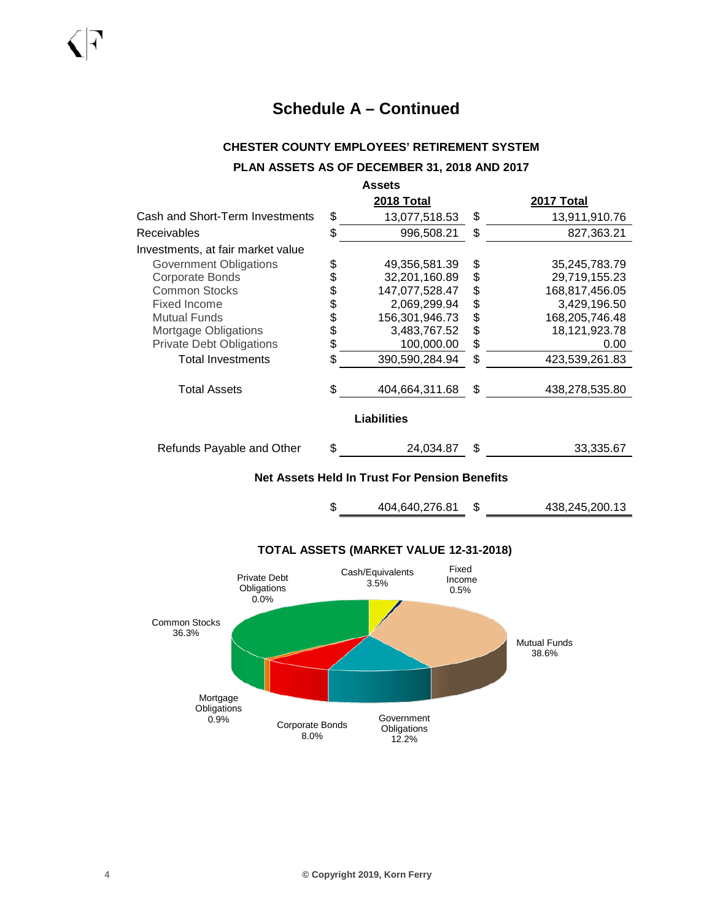# Schedule A – Continued

### CHESTER COUNTY EMPLOYEES' RETIREMENT SYSTEM

### PLAN ASSETS AS OF DECEMBER 31, 2018 AND 2017

**Assets**

| | 2018 Total | 2017 Total |
|---|---|---|
| Cash and Short-Term Investments | $ 13,077,518.53 | $ 13,911,910.76 |
| Receivables | $ 996,508.21 | $ 827,363.21 |
| Investments, at fair market value | | |
| Government Obligations | $ 49,356,581.39 | $ 35,245,783.79 |
| Corporate Bonds | $ 32,201,160.89 | $ 29,719,155.23 |
| Common Stocks | $ 147,077,528.47 | $ 168,817,456.05 |
| Fixed Income | $ 2,069,299.94 | $ 3,429,196.50 |
| Mutual Funds | $ 156,301,946.73 | $ 168,205,746.48 |
| Mortgage Obligations | $ 3,483,767.52 | $ 18,121,923.78 |
| Private Debt Obligations | $ 100,000.00 | $ 0.00 |
| Total Investments | $ 390,590,284.94 | $ 423,539,261.83 |
| Total Assets | $ 404,664,311.68 | $ 438,278,535.80 |

**Liabilities**

| | 2018 Total | 2017 Total |
|---|---|---|
| Refunds Payable and Other | $ 24,034.87 | $ 33,335.67 |

**Net Assets Held In Trust For Pension Benefits**

| | 2018 Total | 2017 Total |
|---|---|---|
| | $ 404,640,276.81 | $ 438,245,200.13 |

**TOTAL ASSETS (MARKET VALUE 12-31-2018)**

| Category | Percent |
|---|---|
| Private Debt Obligations | 0.0% |
| Cash/Equivalents | 3.5% |
| Fixed Income | 0.5% |
| Mutual Funds | 38.6% |
| Government Obligations | 12.2% |
| Corporate Bonds | 8.0% |
| Mortgage Obligations | 0.9% |
| Common Stocks | 36.3% |

© Copyright 2019, Korn Ferry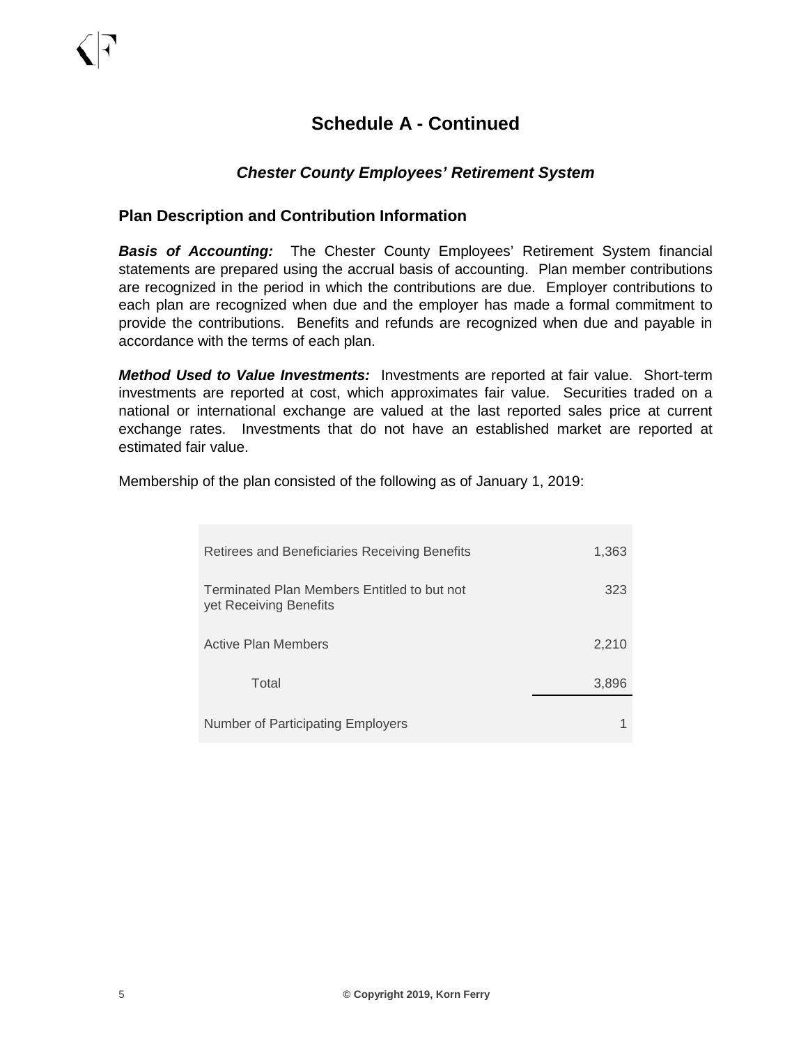## Schedule A - Continued

### *Chester County Employees' Retirement System*

### Plan Description and Contribution Information

***Basis of Accounting:*** The Chester County Employees' Retirement System financial statements are prepared using the accrual basis of accounting. Plan member contributions are recognized in the period in which the contributions are due. Employer contributions to each plan are recognized when due and the employer has made a formal commitment to provide the contributions. Benefits and refunds are recognized when due and payable in accordance with the terms of each plan.

***Method Used to Value Investments:*** Investments are reported at fair value. Short-term investments are reported at cost, which approximates fair value. Securities traded on a national or international exchange are valued at the last reported sales price at current exchange rates. Investments that do not have an established market are reported at estimated fair value.

Membership of the plan consisted of the following as of January 1, 2019:

| | |
|---|---|
| Retirees and Beneficiaries Receiving Benefits | 1,363 |
| Terminated Plan Members Entitled to but not yet Receiving Benefits | 323 |
| Active Plan Members | 2,210 |
| Total | 3,896 |
| Number of Participating Employers | 1 |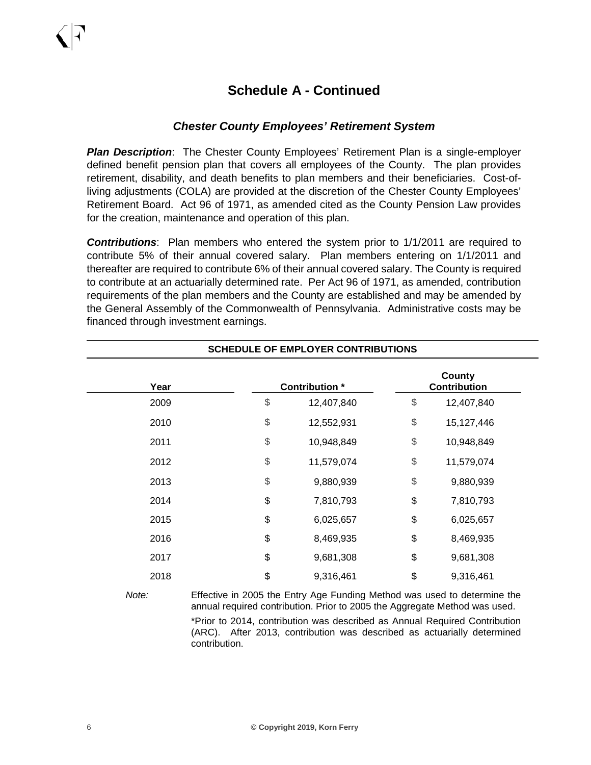# Schedule A - Continued

## *Chester County Employees' Retirement System*

***Plan Description***: The Chester County Employees' Retirement Plan is a single-employer defined benefit pension plan that covers all employees of the County. The plan provides retirement, disability, and death benefits to plan members and their beneficiaries. Cost-of-living adjustments (COLA) are provided at the discretion of the Chester County Employees' Retirement Board. Act 96 of 1971, as amended cited as the County Pension Law provides for the creation, maintenance and operation of this plan.

***Contributions***: Plan members who entered the system prior to 1/1/2011 are required to contribute 5% of their annual covered salary. Plan members entering on 1/1/2011 and thereafter are required to contribute 6% of their annual covered salary. The County is required to contribute at an actuarially determined rate. Per Act 96 of 1971, as amended, contribution requirements of the plan members and the County are established and may be amended by the General Assembly of the Commonwealth of Pennsylvania. Administrative costs may be financed through investment earnings.

**SCHEDULE OF EMPLOYER CONTRIBUTIONS**

| Year | Contribution * | County Contribution |
|---|---|---|
| 2009 | $ 12,407,840 | $ 12,407,840 |
| 2010 | $ 12,552,931 | $ 15,127,446 |
| 2011 | $ 10,948,849 | $ 10,948,849 |
| 2012 | $ 11,579,074 | $ 11,579,074 |
| 2013 | $ 9,880,939 | $ 9,880,939 |
| 2014 | $ 7,810,793 | $ 7,810,793 |
| 2015 | $ 6,025,657 | $ 6,025,657 |
| 2016 | $ 8,469,935 | $ 8,469,935 |
| 2017 | $ 9,681,308 | $ 9,681,308 |
| 2018 | $ 9,316,461 | $ 9,316,461 |

*Note:* Effective in 2005 the Entry Age Funding Method was used to determine the annual required contribution. Prior to 2005 the Aggregate Method was used.

*Prior to 2014, contribution was described as Annual Required Contribution (ARC). After 2013, contribution was described as actuarially determined contribution.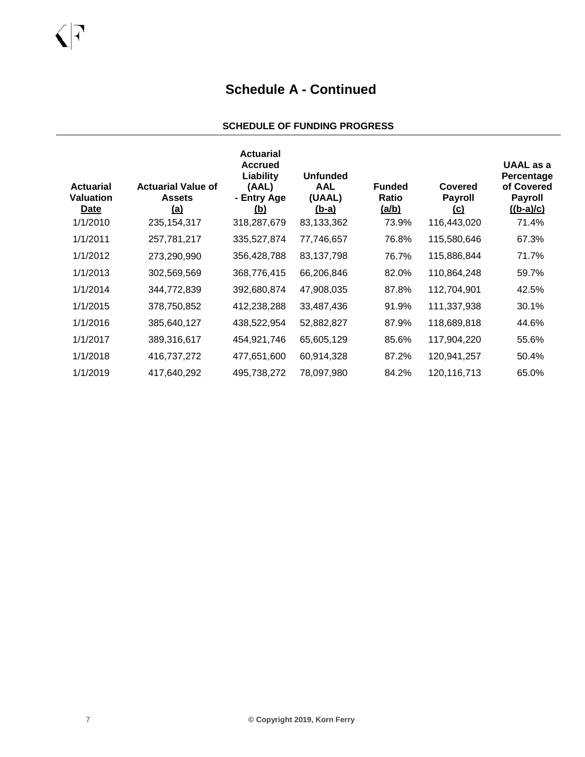# Schedule A - Continued

## SCHEDULE OF FUNDING PROGRESS

| Actuarial Valuation Date | Actuarial Value of Assets (a) | Actuarial Accrued Liability (AAL) - Entry Age (b) | Unfunded AAL (UAAL) (b-a) | Funded Ratio (a/b) | Covered Payroll (c) | UAAL as a Percentage of Covered Payroll ((b-a)/c) |
|---|---|---|---|---|---|---|
| 1/1/2010 | 235,154,317 | 318,287,679 | 83,133,362 | 73.9% | 116,443,020 | 71.4% |
| 1/1/2011 | 257,781,217 | 335,527,874 | 77,746,657 | 76.8% | 115,580,646 | 67.3% |
| 1/1/2012 | 273,290,990 | 356,428,788 | 83,137,798 | 76.7% | 115,886,844 | 71.7% |
| 1/1/2013 | 302,569,569 | 368,776,415 | 66,206,846 | 82.0% | 110,864,248 | 59.7% |
| 1/1/2014 | 344,772,839 | 392,680,874 | 47,908,035 | 87.8% | 112,704,901 | 42.5% |
| 1/1/2015 | 378,750,852 | 412,238,288 | 33,487,436 | 91.9% | 111,337,938 | 30.1% |
| 1/1/2016 | 385,640,127 | 438,522,954 | 52,882,827 | 87.9% | 118,689,818 | 44.6% |
| 1/1/2017 | 389,316,617 | 454,921,746 | 65,605,129 | 85.6% | 117,904,220 | 55.6% |
| 1/1/2018 | 416,737,272 | 477,651,600 | 60,914,328 | 87.2% | 120,941,257 | 50.4% |
| 1/1/2019 | 417,640,292 | 495,738,272 | 78,097,980 | 84.2% | 120,116,713 | 65.0% |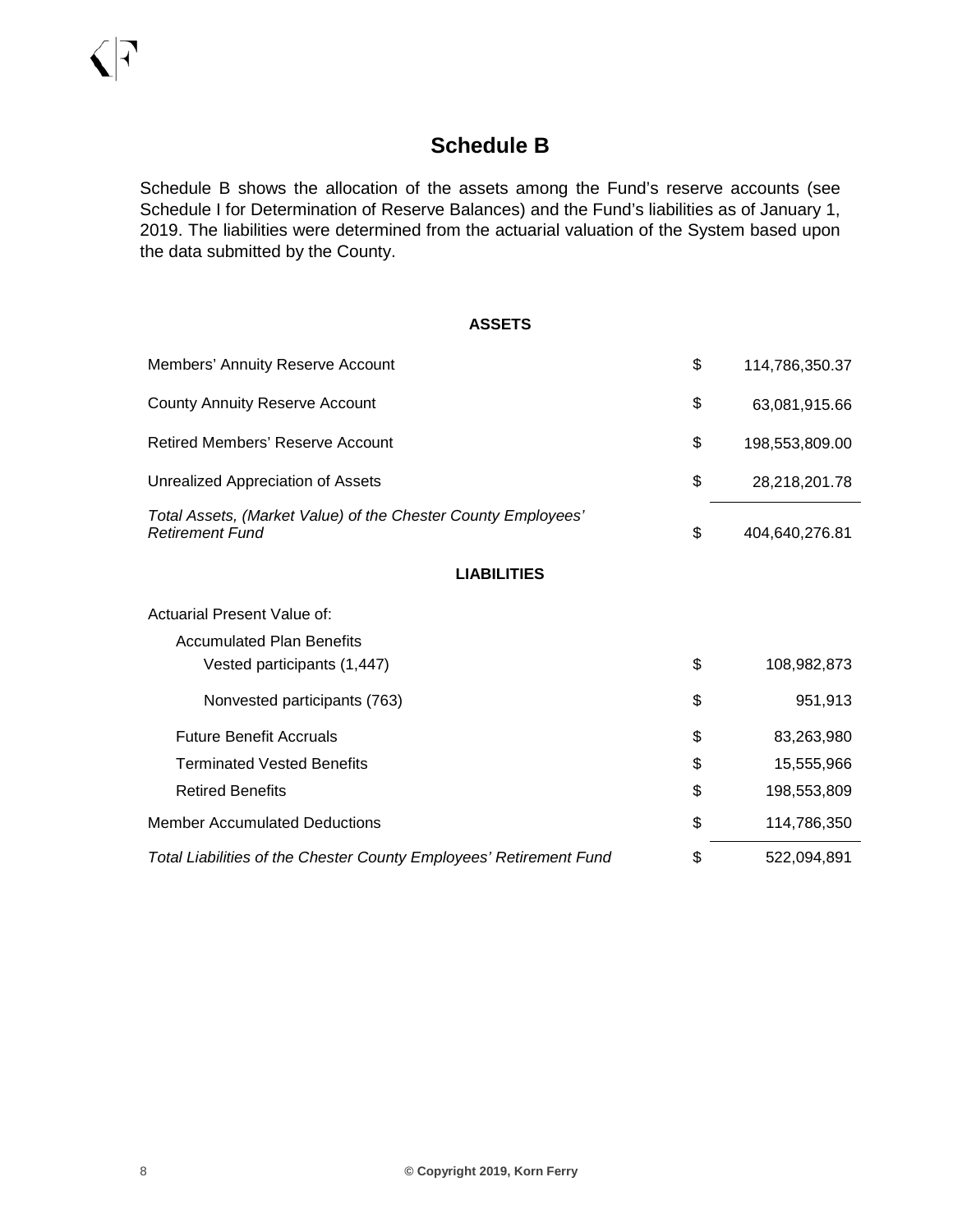# Schedule B

Schedule B shows the allocation of the assets among the Fund's reserve accounts (see Schedule I for Determination of Reserve Balances) and the Fund's liabilities as of January 1, 2019. The liabilities were determined from the actuarial valuation of the System based upon the data submitted by the County.

**ASSETS**

| | | |
|---|---|---|
| Members' Annuity Reserve Account | $ | 114,786,350.37 |
| County Annuity Reserve Account | $ | 63,081,915.66 |
| Retired Members' Reserve Account | $ | 198,553,809.00 |
| Unrealized Appreciation of Assets | $ | 28,218,201.78 |
| *Total Assets, (Market Value) of the Chester County Employees' Retirement Fund* | $ | 404,640,276.81 |

**LIABILITIES**

| | | |
|---|---|---|
| Actuarial Present Value of: | | |
| Accumulated Plan Benefits | | |
| Vested participants (1,447) | $ | 108,982,873 |
| Nonvested participants (763) | $ | 951,913 |
| Future Benefit Accruals | $ | 83,263,980 |
| Terminated Vested Benefits | $ | 15,555,966 |
| Retired Benefits | $ | 198,553,809 |
| Member Accumulated Deductions | $ | 114,786,350 |
| *Total Liabilities of the Chester County Employees' Retirement Fund* | $ | 522,094,891 |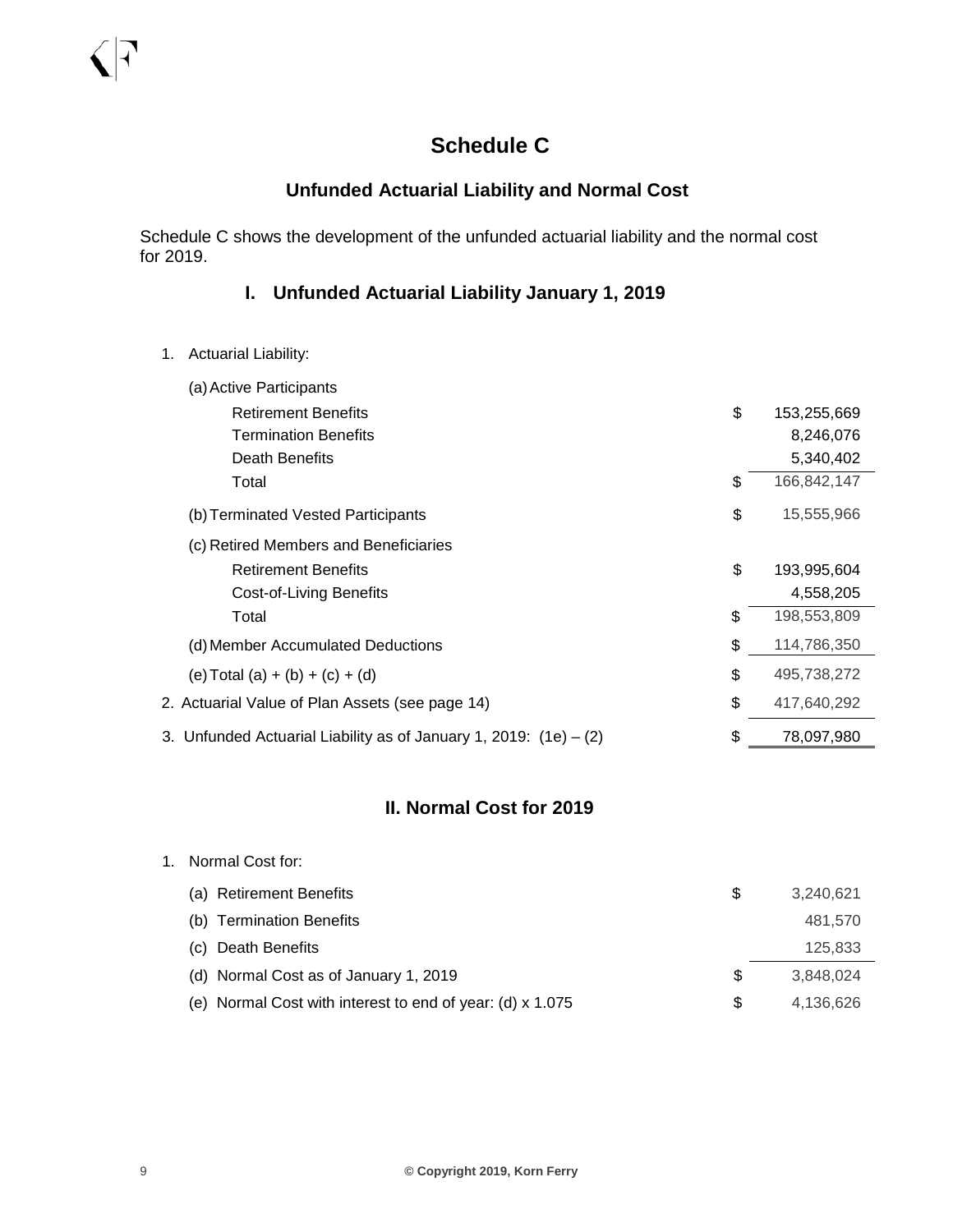# Schedule C

## Unfunded Actuarial Liability and Normal Cost

Schedule C shows the development of the unfunded actuarial liability and the normal cost for 2019.

### I. Unfunded Actuarial Liability January 1, 2019

| | | |
|---|---|---|
| 1. Actuarial Liability: | | |
| (a) Active Participants | | |
| Retirement Benefits | $ | 153,255,669 |
| Termination Benefits | | 8,246,076 |
| Death Benefits | | 5,340,402 |
| Total | $ | 166,842,147 |
| (b) Terminated Vested Participants | $ | 15,555,966 |
| (c) Retired Members and Beneficiaries | | |
| Retirement Benefits | $ | 193,995,604 |
| Cost-of-Living Benefits | | 4,558,205 |
| Total | $ | 198,553,809 |
| (d) Member Accumulated Deductions | $ | 114,786,350 |
| (e) Total (a) + (b) + (c) + (d) | $ | 495,738,272 |
| 2. Actuarial Value of Plan Assets (see page 14) | $ | 417,640,292 |
| 3. Unfunded Actuarial Liability as of January 1, 2019: (1e) – (2) | $ | 78,097,980 |

### II. Normal Cost for 2019

| | | |
|---|---|---|
| 1. Normal Cost for: | | |
| (a) Retirement Benefits | $ | 3,240,621 |
| (b) Termination Benefits | | 481,570 |
| (c) Death Benefits | | 125,833 |
| (d) Normal Cost as of January 1, 2019 | $ | 3,848,024 |
| (e) Normal Cost with interest to end of year: (d) x 1.075 | $ | 4,136,626 |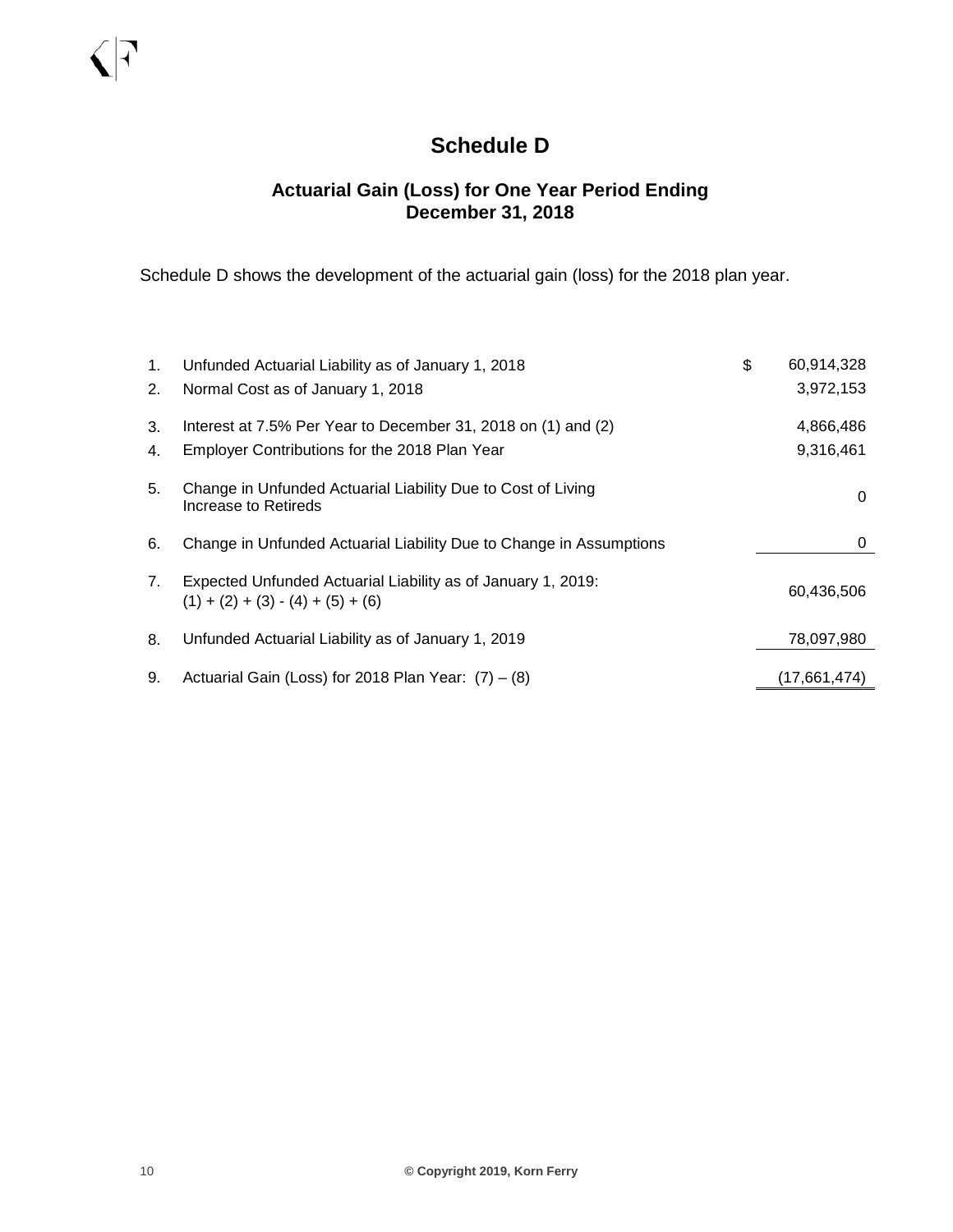# Schedule D

## Actuarial Gain (Loss) for One Year Period Ending December 31, 2018

Schedule D shows the development of the actuarial gain (loss) for the 2018 plan year.

| | | |
|---|---|---|
| 1. | Unfunded Actuarial Liability as of January 1, 2018 | $ 60,914,328 |
| 2. | Normal Cost as of January 1, 2018 | 3,972,153 |
| 3. | Interest at 7.5% Per Year to December 31, 2018 on (1) and (2) | 4,866,486 |
| 4. | Employer Contributions for the 2018 Plan Year | 9,316,461 |
| 5. | Change in Unfunded Actuarial Liability Due to Cost of Living Increase to Retireds | 0 |
| 6. | Change in Unfunded Actuarial Liability Due to Change in Assumptions | 0 |
| 7. | Expected Unfunded Actuarial Liability as of January 1, 2019: (1) + (2) + (3) - (4) + (5) + (6) | 60,436,506 |
| 8. | Unfunded Actuarial Liability as of January 1, 2019 | 78,097,980 |
| 9. | Actuarial Gain (Loss) for 2018 Plan Year: (7) – (8) | (17,661,474) |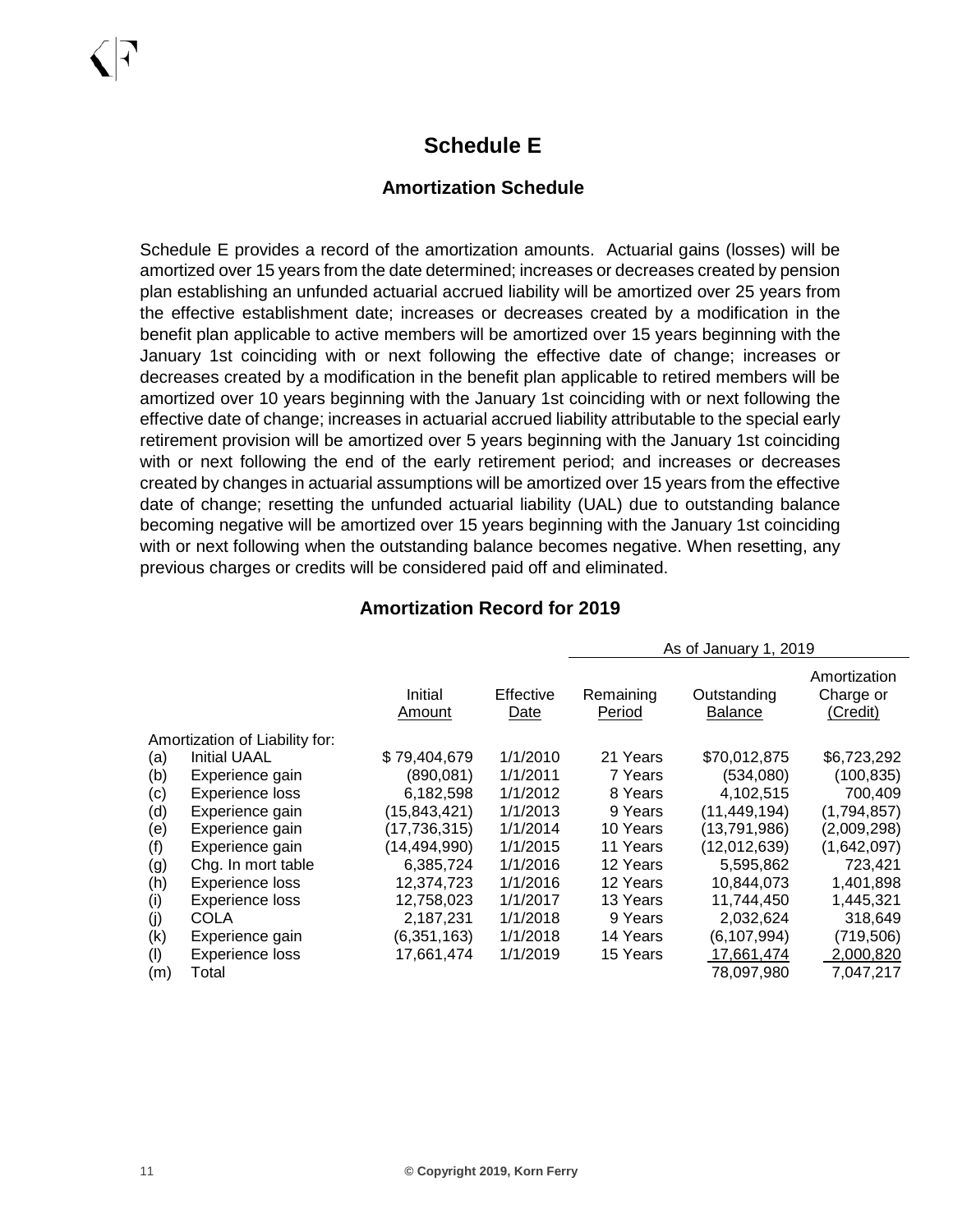# Schedule E

## Amortization Schedule

Schedule E provides a record of the amortization amounts. Actuarial gains (losses) will be amortized over 15 years from the date determined; increases or decreases created by pension plan establishing an unfunded actuarial accrued liability will be amortized over 25 years from the effective establishment date; increases or decreases created by a modification in the benefit plan applicable to active members will be amortized over 15 years beginning with the January 1st coinciding with or next following the effective date of change; increases or decreases created by a modification in the benefit plan applicable to retired members will be amortized over 10 years beginning with the January 1st coinciding with or next following the effective date of change; increases in actuarial accrued liability attributable to the special early retirement provision will be amortized over 5 years beginning with the January 1st coinciding with or next following the end of the early retirement period; and increases or decreases created by changes in actuarial assumptions will be amortized over 15 years from the effective date of change; resetting the unfunded actuarial liability (UAL) due to outstanding balance becoming negative will be amortized over 15 years beginning with the January 1st coinciding with or next following when the outstanding balance becomes negative. When resetting, any previous charges or credits will be considered paid off and eliminated.

### Amortization Record for 2019

| | | | | As of January 1, 2019 | | |
|---|---|---|---|---|---|---|
| | | Initial Amount | Effective Date | Remaining Period | Outstanding Balance | Amortization Charge or (Credit) |
| Amortization of Liability for: | | | | | | |
| (a) | Initial UAAL | $ 79,404,679 | 1/1/2010 | 21 Years | $70,012,875 | $6,723,292 |
| (b) | Experience gain | (890,081) | 1/1/2011 | 7 Years | (534,080) | (100,835) |
| (c) | Experience loss | 6,182,598 | 1/1/2012 | 8 Years | 4,102,515 | 700,409 |
| (d) | Experience gain | (15,843,421) | 1/1/2013 | 9 Years | (11,449,194) | (1,794,857) |
| (e) | Experience gain | (17,736,315) | 1/1/2014 | 10 Years | (13,791,986) | (2,009,298) |
| (f) | Experience gain | (14,494,990) | 1/1/2015 | 11 Years | (12,012,639) | (1,642,097) |
| (g) | Chg. In mort table | 6,385,724 | 1/1/2016 | 12 Years | 5,595,862 | 723,421 |
| (h) | Experience loss | 12,374,723 | 1/1/2016 | 12 Years | 10,844,073 | 1,401,898 |
| (i) | Experience loss | 12,758,023 | 1/1/2017 | 13 Years | 11,744,450 | 1,445,321 |
| (j) | COLA | 2,187,231 | 1/1/2018 | 9 Years | 2,032,624 | 318,649 |
| (k) | Experience gain | (6,351,163) | 1/1/2018 | 14 Years | (6,107,994) | (719,506) |
| (l) | Experience loss | 17,661,474 | 1/1/2019 | 15 Years | 17,661,474 | 2,000,820 |
| (m) | Total | | | | 78,097,980 | 7,047,217 |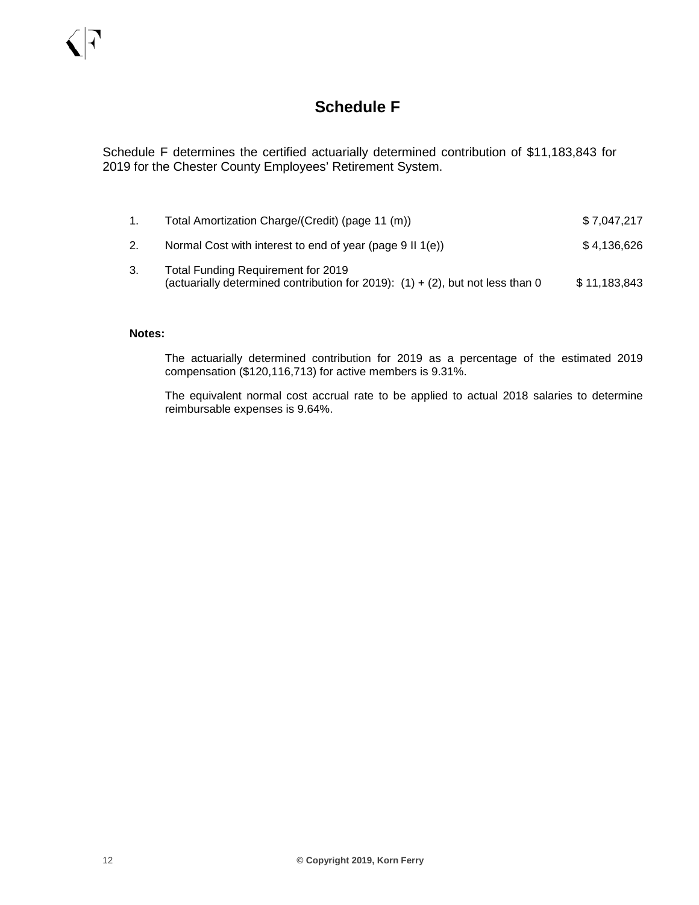# Schedule F

Schedule F determines the certified actuarially determined contribution of $11,183,843 for 2019 for the Chester County Employees' Retirement System.

| | | |
|---|---|---|
| 1. | Total Amortization Charge/(Credit) (page 11 (m)) | $ 7,047,217 |
| 2. | Normal Cost with interest to end of year (page 9 II 1(e)) | $ 4,136,626 |
| 3. | Total Funding Requirement for 2019 (actuarially determined contribution for 2019): (1) + (2), but not less than 0 | $ 11,183,843 |

**Notes:**

The actuarially determined contribution for 2019 as a percentage of the estimated 2019 compensation ($120,116,713) for active members is 9.31%.

The equivalent normal cost accrual rate to be applied to actual 2018 salaries to determine reimbursable expenses is 9.64%.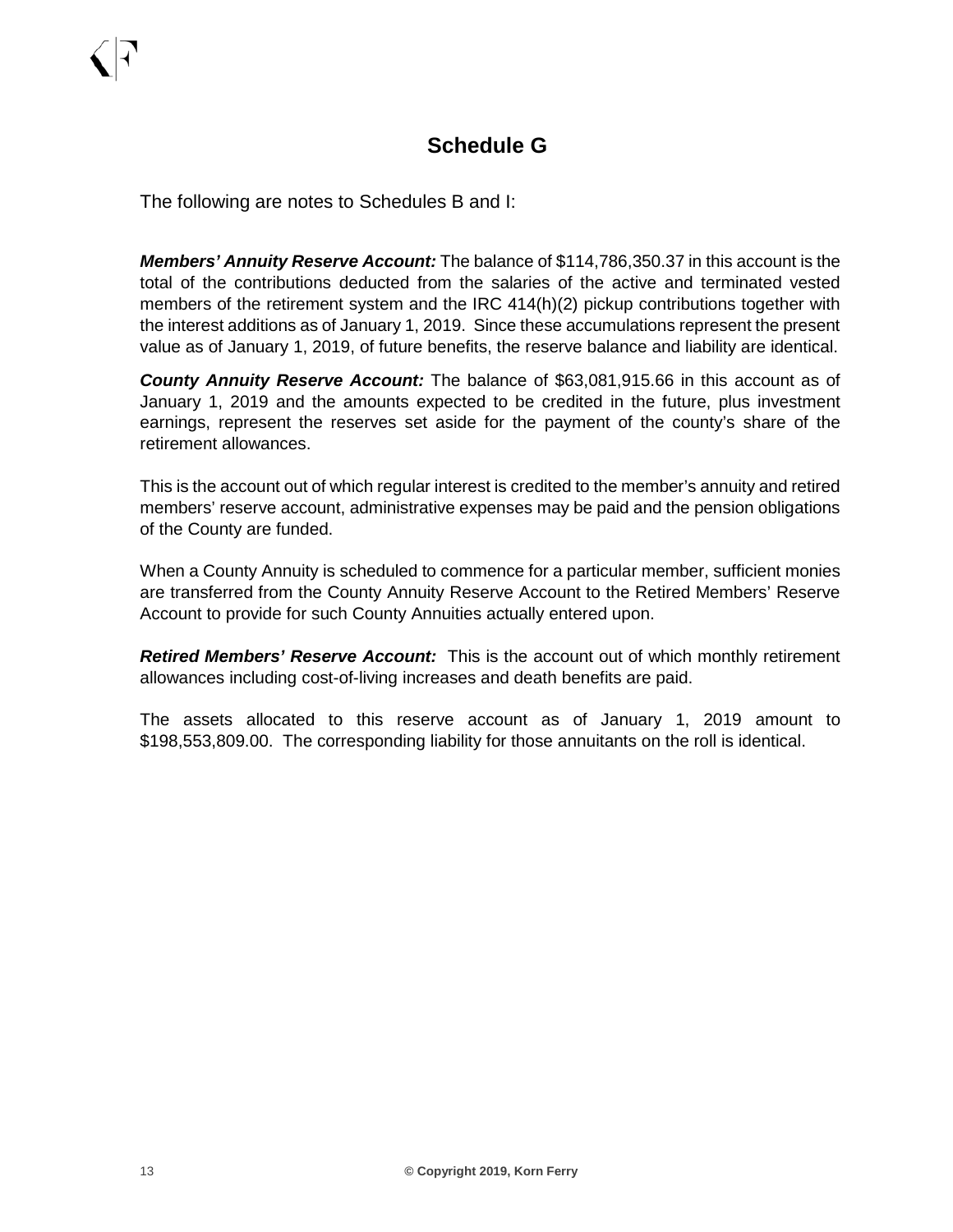# Schedule G

The following are notes to Schedules B and I:

***Members' Annuity Reserve Account:*** The balance of $114,786,350.37 in this account is the total of the contributions deducted from the salaries of the active and terminated vested members of the retirement system and the IRC 414(h)(2) pickup contributions together with the interest additions as of January 1, 2019. Since these accumulations represent the present value as of January 1, 2019, of future benefits, the reserve balance and liability are identical.

***County Annuity Reserve Account:*** The balance of $63,081,915.66 in this account as of January 1, 2019 and the amounts expected to be credited in the future, plus investment earnings, represent the reserves set aside for the payment of the county's share of the retirement allowances.

This is the account out of which regular interest is credited to the member's annuity and retired members' reserve account, administrative expenses may be paid and the pension obligations of the County are funded.

When a County Annuity is scheduled to commence for a particular member, sufficient monies are transferred from the County Annuity Reserve Account to the Retired Members' Reserve Account to provide for such County Annuities actually entered upon.

***Retired Members' Reserve Account:*** This is the account out of which monthly retirement allowances including cost-of-living increases and death benefits are paid.

The assets allocated to this reserve account as of January 1, 2019 amount to $198,553,809.00. The corresponding liability for those annuitants on the roll is identical.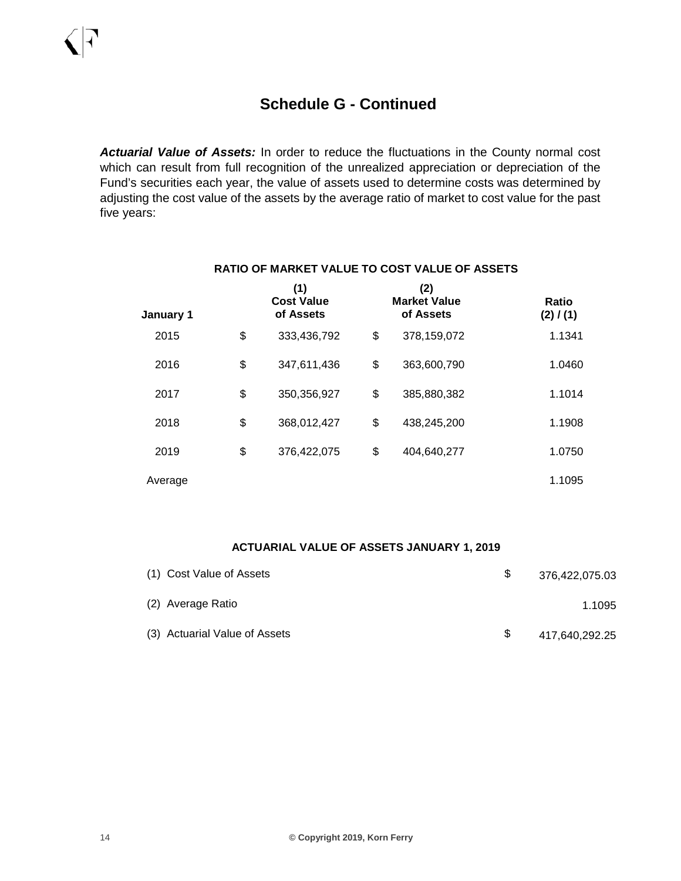# Schedule G - Continued

***Actuarial Value of Assets:*** In order to reduce the fluctuations in the County normal cost which can result from full recognition of the unrealized appreciation or depreciation of the Fund's securities each year, the value of assets used to determine costs was determined by adjusting the cost value of the assets by the average ratio of market to cost value for the past five years:

**RATIO OF MARKET VALUE TO COST VALUE OF ASSETS**

| January 1 | (1) Cost Value of Assets | (2) Market Value of Assets | Ratio (2) / (1) |
|---|---|---|---|
| 2015 | $ 333,436,792 | $ 378,159,072 | 1.1341 |
| 2016 | $ 347,611,436 | $ 363,600,790 | 1.0460 |
| 2017 | $ 350,356,927 | $ 385,880,382 | 1.1014 |
| 2018 | $ 368,012,427 | $ 438,245,200 | 1.1908 |
| 2019 | $ 376,422,075 | $ 404,640,277 | 1.0750 |
| Average | | | 1.1095 |

**ACTUARIAL VALUE OF ASSETS JANUARY 1, 2019**

| | | |
|---|---|---|
| (1) Cost Value of Assets | $ | 376,422,075.03 |
| (2) Average Ratio | | 1.1095 |
| (3) Actuarial Value of Assets | $ | 417,640,292.25 |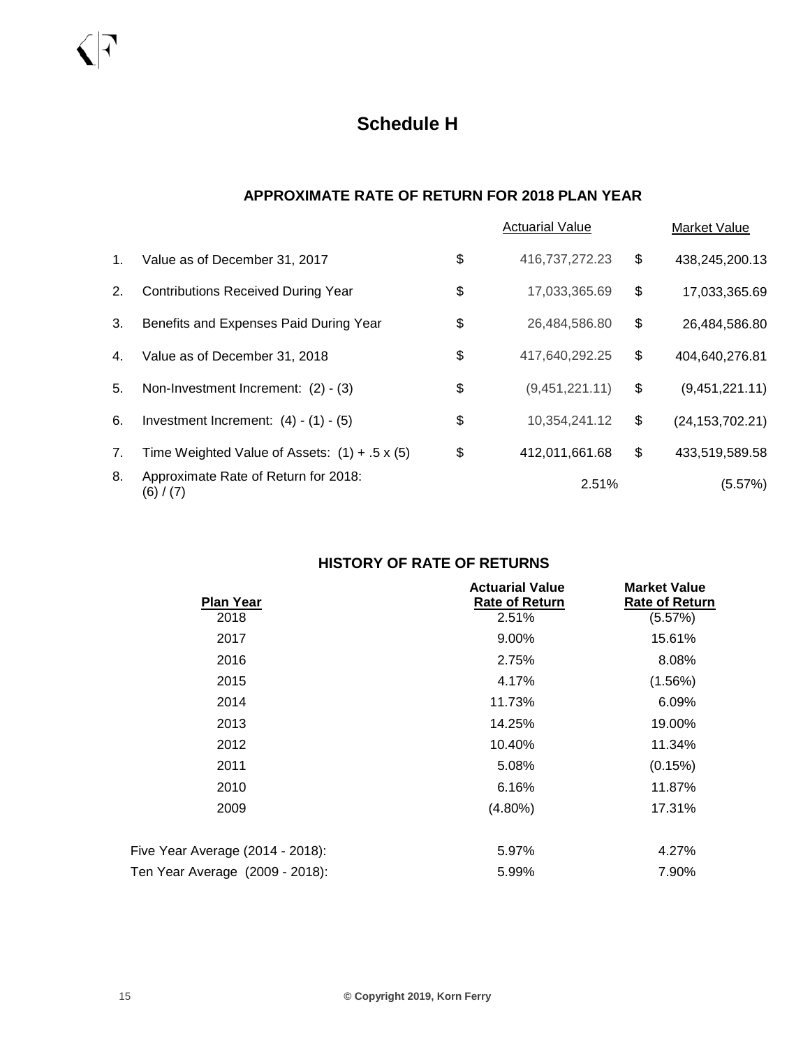# Schedule H

## APPROXIMATE RATE OF RETURN FOR 2018 PLAN YEAR

| | | Actuarial Value | Market Value |
|---|---|---|---|
| 1. | Value as of December 31, 2017 | $ 416,737,272.23 | $ 438,245,200.13 |
| 2. | Contributions Received During Year | $ 17,033,365.69 | $ 17,033,365.69 |
| 3. | Benefits and Expenses Paid During Year | $ 26,484,586.80 | $ 26,484,586.80 |
| 4. | Value as of December 31, 2018 | $ 417,640,292.25 | $ 404,640,276.81 |
| 5. | Non-Investment Increment: (2) - (3) | $ (9,451,221.11) | $ (9,451,221.11) |
| 6. | Investment Increment: (4) - (1) - (5) | $ 10,354,241.12 | $ (24,153,702.21) |
| 7. | Time Weighted Value of Assets: (1) + .5 x (5) | $ 412,011,661.68 | $ 433,519,589.58 |
| 8. | Approximate Rate of Return for 2018: (6) / (7) | 2.51% | (5.57%) |

## HISTORY OF RATE OF RETURNS

| Plan Year | Actuarial Value Rate of Return | Market Value Rate of Return |
|---|---|---|
| 2018 | 2.51% | (5.57%) |
| 2017 | 9.00% | 15.61% |
| 2016 | 2.75% | 8.08% |
| 2015 | 4.17% | (1.56%) |
| 2014 | 11.73% | 6.09% |
| 2013 | 14.25% | 19.00% |
| 2012 | 10.40% | 11.34% |
| 2011 | 5.08% | (0.15%) |
| 2010 | 6.16% | 11.87% |
| 2009 | (4.80%) | 17.31% |
| Five Year Average (2014 - 2018): | 5.97% | 4.27% |
| Ten Year Average (2009 - 2018): | 5.99% | 7.90% |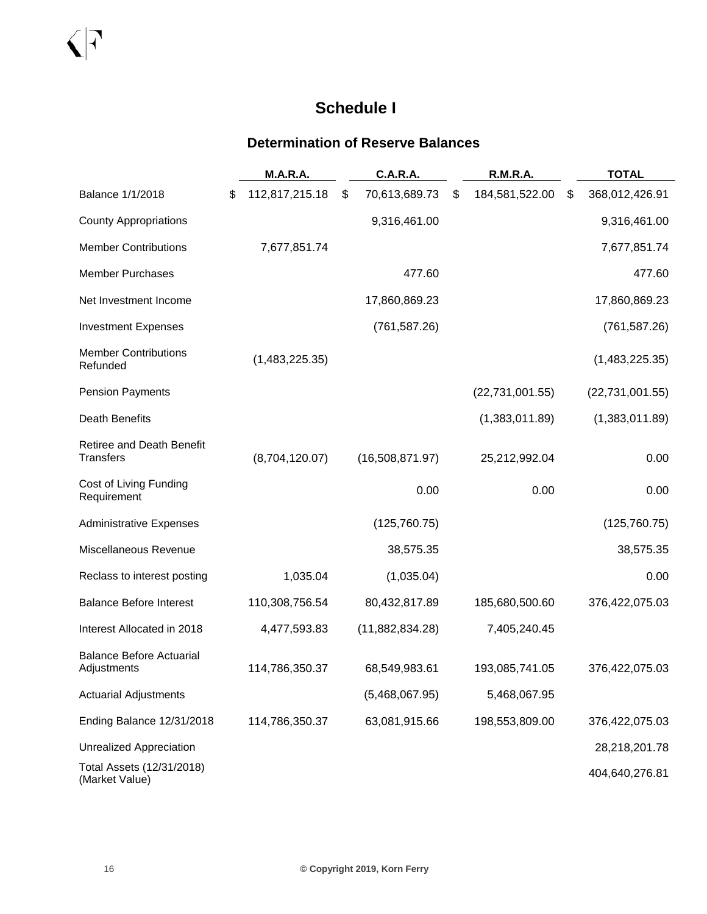# Schedule I

## Determination of Reserve Balances

| | M.A.R.A. | C.A.R.A. | R.M.R.A. | TOTAL |
|---|---|---|---|---|
| Balance 1/1/2018 | $ 112,817,215.18 | $ 70,613,689.73 | $ 184,581,522.00 | $ 368,012,426.91 |
| County Appropriations | | 9,316,461.00 | | 9,316,461.00 |
| Member Contributions | 7,677,851.74 | | | 7,677,851.74 |
| Member Purchases | | 477.60 | | 477.60 |
| Net Investment Income | | 17,860,869.23 | | 17,860,869.23 |
| Investment Expenses | | (761,587.26) | | (761,587.26) |
| Member Contributions Refunded | (1,483,225.35) | | | (1,483,225.35) |
| Pension Payments | | | (22,731,001.55) | (22,731,001.55) |
| Death Benefits | | | (1,383,011.89) | (1,383,011.89) |
| Retiree and Death Benefit Transfers | (8,704,120.07) | (16,508,871.97) | 25,212,992.04 | 0.00 |
| Cost of Living Funding Requirement | | 0.00 | 0.00 | 0.00 |
| Administrative Expenses | | (125,760.75) | | (125,760.75) |
| Miscellaneous Revenue | | 38,575.35 | | 38,575.35 |
| Reclass to interest posting | 1,035.04 | (1,035.04) | | 0.00 |
| Balance Before Interest | 110,308,756.54 | 80,432,817.89 | 185,680,500.60 | 376,422,075.03 |
| Interest Allocated in 2018 | 4,477,593.83 | (11,882,834.28) | 7,405,240.45 | |
| Balance Before Actuarial Adjustments | 114,786,350.37 | 68,549,983.61 | 193,085,741.05 | 376,422,075.03 |
| Actuarial Adjustments | | (5,468,067.95) | 5,468,067.95 | |
| Ending Balance 12/31/2018 | 114,786,350.37 | 63,081,915.66 | 198,553,809.00 | 376,422,075.03 |
| Unrealized Appreciation | | | | 28,218,201.78 |
| Total Assets (12/31/2018) (Market Value) | | | | 404,640,276.81 |

© Copyright 2019, Korn Ferry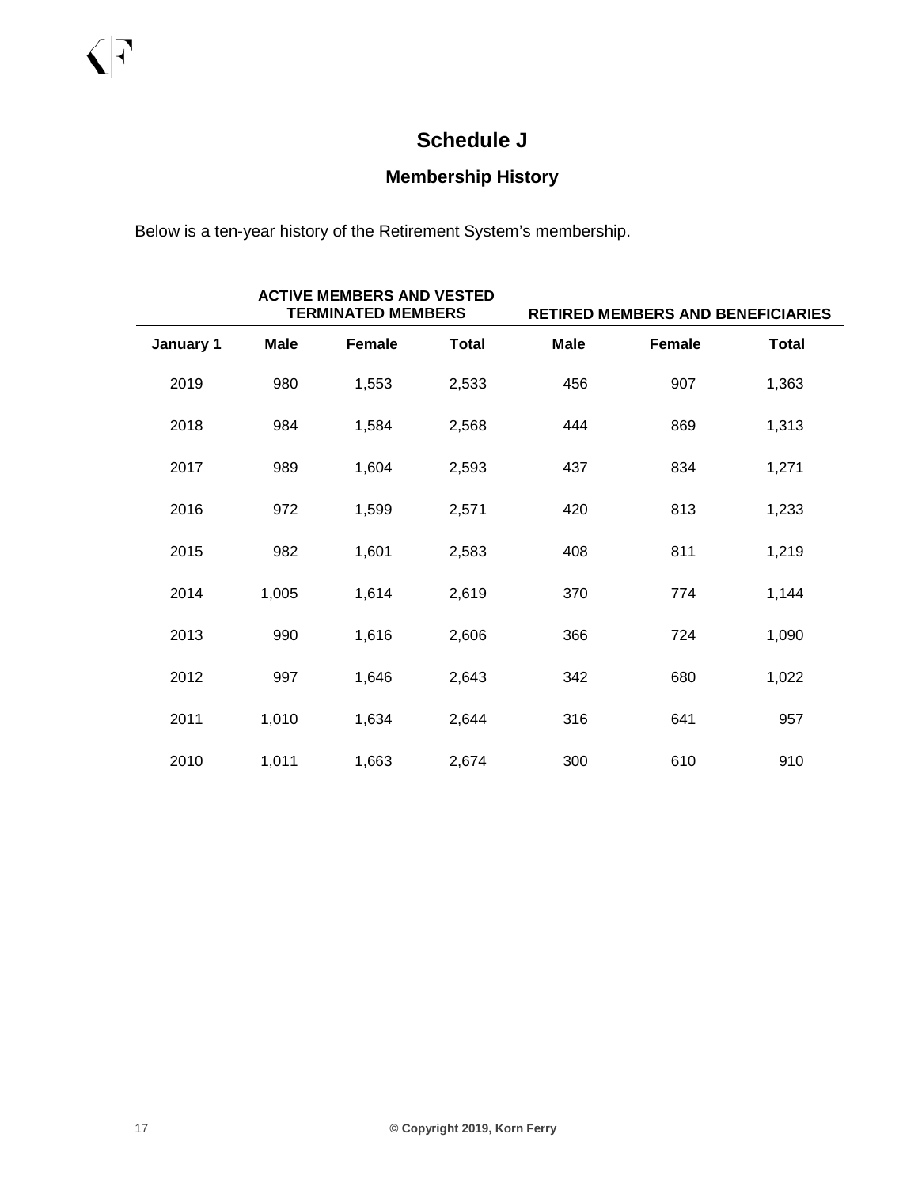# Schedule J

## Membership History

Below is a ten-year history of the Retirement System's membership.

| | ACTIVE MEMBERS AND VESTED TERMINATED MEMBERS | | | RETIRED MEMBERS AND BENEFICIARIES | | |
|---|---|---|---|---|---|---|
| **January 1** | **Male** | **Female** | **Total** | **Male** | **Female** | **Total** |
| 2019 | 980 | 1,553 | 2,533 | 456 | 907 | 1,363 |
| 2018 | 984 | 1,584 | 2,568 | 444 | 869 | 1,313 |
| 2017 | 989 | 1,604 | 2,593 | 437 | 834 | 1,271 |
| 2016 | 972 | 1,599 | 2,571 | 420 | 813 | 1,233 |
| 2015 | 982 | 1,601 | 2,583 | 408 | 811 | 1,219 |
| 2014 | 1,005 | 1,614 | 2,619 | 370 | 774 | 1,144 |
| 2013 | 990 | 1,616 | 2,606 | 366 | 724 | 1,090 |
| 2012 | 997 | 1,646 | 2,643 | 342 | 680 | 1,022 |
| 2011 | 1,010 | 1,634 | 2,644 | 316 | 641 | 957 |
| 2010 | 1,011 | 1,663 | 2,674 | 300 | 610 | 910 |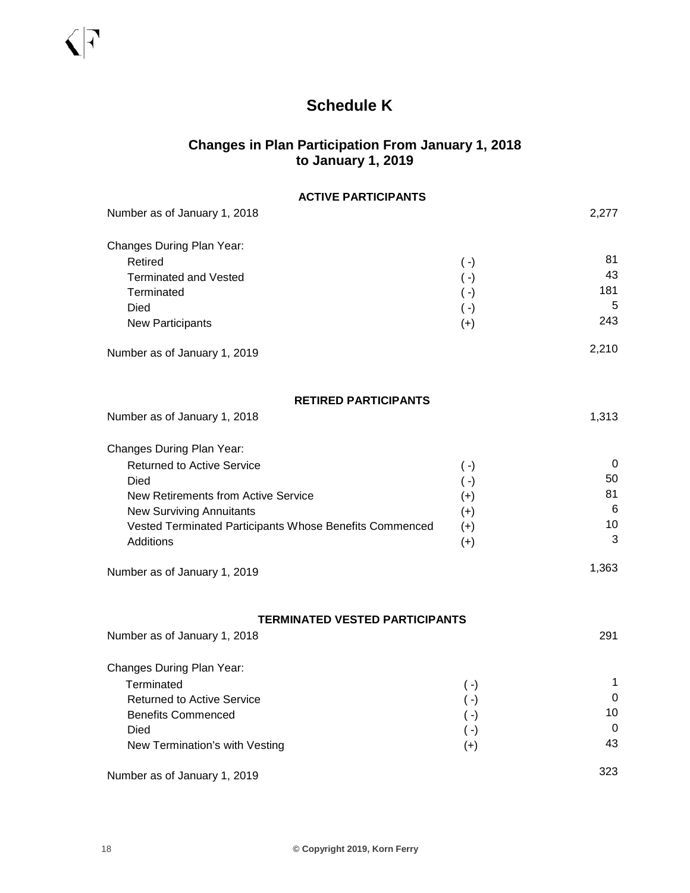# Schedule K

## Changes in Plan Participation From January 1, 2018 to January 1, 2019

### ACTIVE PARTICIPANTS

| | | |
|---|---|---|
| Number as of January 1, 2018 | | 2,277 |
| Changes During Plan Year: | | |
| Retired | ( -) | 81 |
| Terminated and Vested | ( -) | 43 |
| Terminated | ( -) | 181 |
| Died | ( -) | 5 |
| New Participants | (+) | 243 |
| Number as of January 1, 2019 | | 2,210 |

### RETIRED PARTICIPANTS

| | | |
|---|---|---|
| Number as of January 1, 2018 | | 1,313 |
| Changes During Plan Year: | | |
| Returned to Active Service | ( -) | 0 |
| Died | ( -) | 50 |
| New Retirements from Active Service | (+) | 81 |
| New Surviving Annuitants | (+) | 6 |
| Vested Terminated Participants Whose Benefits Commenced | (+) | 10 |
| Additions | (+) | 3 |
| Number as of January 1, 2019 | | 1,363 |

### TERMINATED VESTED PARTICIPANTS

| | | |
|---|---|---|
| Number as of January 1, 2018 | | 291 |
| Changes During Plan Year: | | |
| Terminated | ( -) | 1 |
| Returned to Active Service | ( -) | 0 |
| Benefits Commenced | ( -) | 10 |
| Died | ( -) | 0 |
| New Termination's with Vesting | (+) | 43 |
| Number as of January 1, 2019 | | 323 |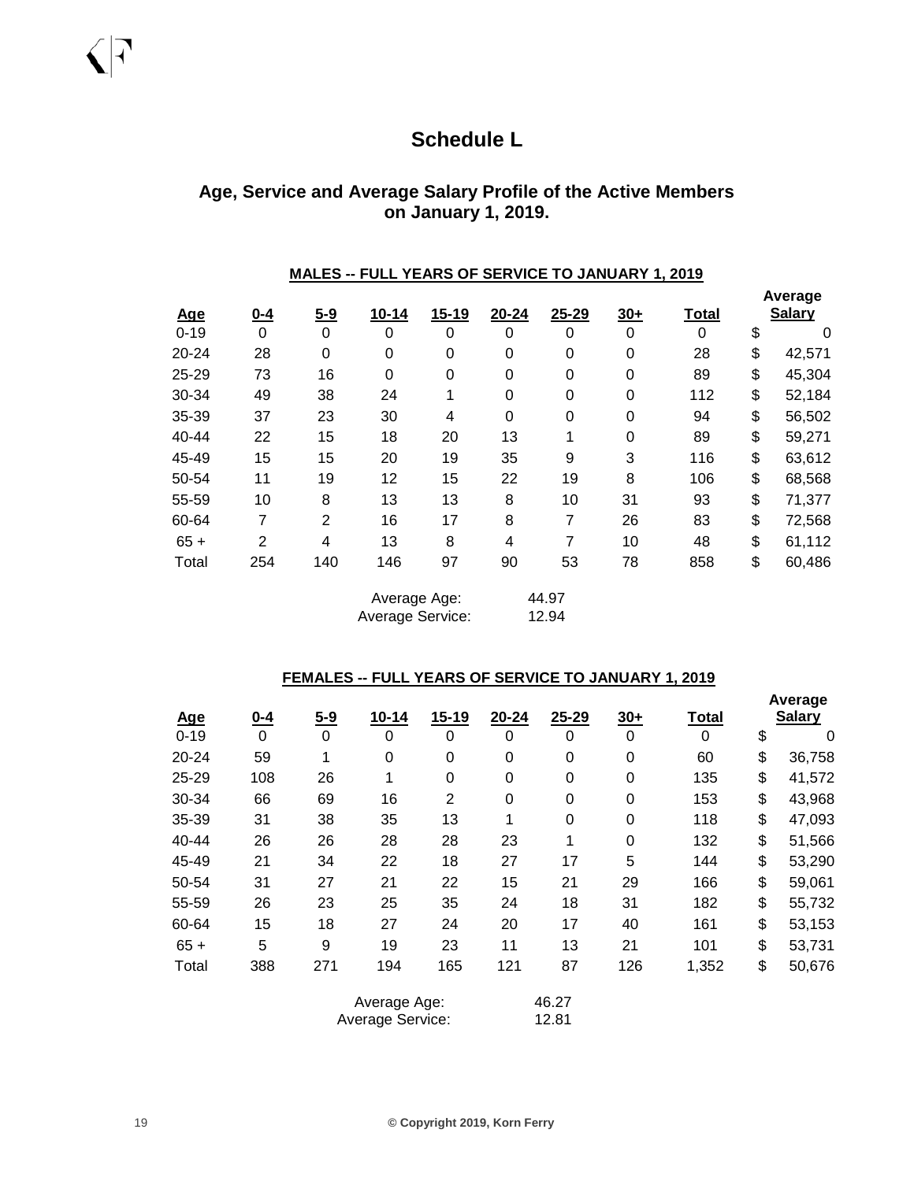# Schedule L

## Age, Service and Average Salary Profile of the Active Members on January 1, 2019.

**MALES -- FULL YEARS OF SERVICE TO JANUARY 1, 2019**

| Age | 0-4 | 5-9 | 10-14 | 15-19 | 20-24 | 25-29 | 30+ | Total | Average Salary |
|---|---|---|---|---|---|---|---|---|---|
| 0-19 | 0 | 0 | 0 | 0 | 0 | 0 | 0 | 0 | $ 0 |
| 20-24 | 28 | 0 | 0 | 0 | 0 | 0 | 0 | 28 | $ 42,571 |
| 25-29 | 73 | 16 | 0 | 0 | 0 | 0 | 0 | 89 | $ 45,304 |
| 30-34 | 49 | 38 | 24 | 1 | 0 | 0 | 0 | 112 | $ 52,184 |
| 35-39 | 37 | 23 | 30 | 4 | 0 | 0 | 0 | 94 | $ 56,502 |
| 40-44 | 22 | 15 | 18 | 20 | 13 | 1 | 0 | 89 | $ 59,271 |
| 45-49 | 15 | 15 | 20 | 19 | 35 | 9 | 3 | 116 | $ 63,612 |
| 50-54 | 11 | 19 | 12 | 15 | 22 | 19 | 8 | 106 | $ 68,568 |
| 55-59 | 10 | 8 | 13 | 13 | 8 | 10 | 31 | 93 | $ 71,377 |
| 60-64 | 7 | 2 | 16 | 17 | 8 | 7 | 26 | 83 | $ 72,568 |
| 65 + | 2 | 4 | 13 | 8 | 4 | 7 | 10 | 48 | $ 61,112 |
| Total | 254 | 140 | 146 | 97 | 90 | 53 | 78 | 858 | $ 60,486 |

Average Age: 44.97
Average Service: 12.94

**FEMALES -- FULL YEARS OF SERVICE TO JANUARY 1, 2019**

| Age | 0-4 | 5-9 | 10-14 | 15-19 | 20-24 | 25-29 | 30+ | Total | Average Salary |
|---|---|---|---|---|---|---|---|---|---|
| 0-19 | 0 | 0 | 0 | 0 | 0 | 0 | 0 | 0 | $ 0 |
| 20-24 | 59 | 1 | 0 | 0 | 0 | 0 | 0 | 60 | $ 36,758 |
| 25-29 | 108 | 26 | 1 | 0 | 0 | 0 | 0 | 135 | $ 41,572 |
| 30-34 | 66 | 69 | 16 | 2 | 0 | 0 | 0 | 153 | $ 43,968 |
| 35-39 | 31 | 38 | 35 | 13 | 1 | 0 | 0 | 118 | $ 47,093 |
| 40-44 | 26 | 26 | 28 | 28 | 23 | 1 | 0 | 132 | $ 51,566 |
| 45-49 | 21 | 34 | 22 | 18 | 27 | 17 | 5 | 144 | $ 53,290 |
| 50-54 | 31 | 27 | 21 | 22 | 15 | 21 | 29 | 166 | $ 59,061 |
| 55-59 | 26 | 23 | 25 | 35 | 24 | 18 | 31 | 182 | $ 55,732 |
| 60-64 | 15 | 18 | 27 | 24 | 20 | 17 | 40 | 161 | $ 53,153 |
| 65 + | 5 | 9 | 19 | 23 | 11 | 13 | 21 | 101 | $ 53,731 |
| Total | 388 | 271 | 194 | 165 | 121 | 87 | 126 | 1,352 | $ 50,676 |

Average Age: 46.27
Average Service: 12.81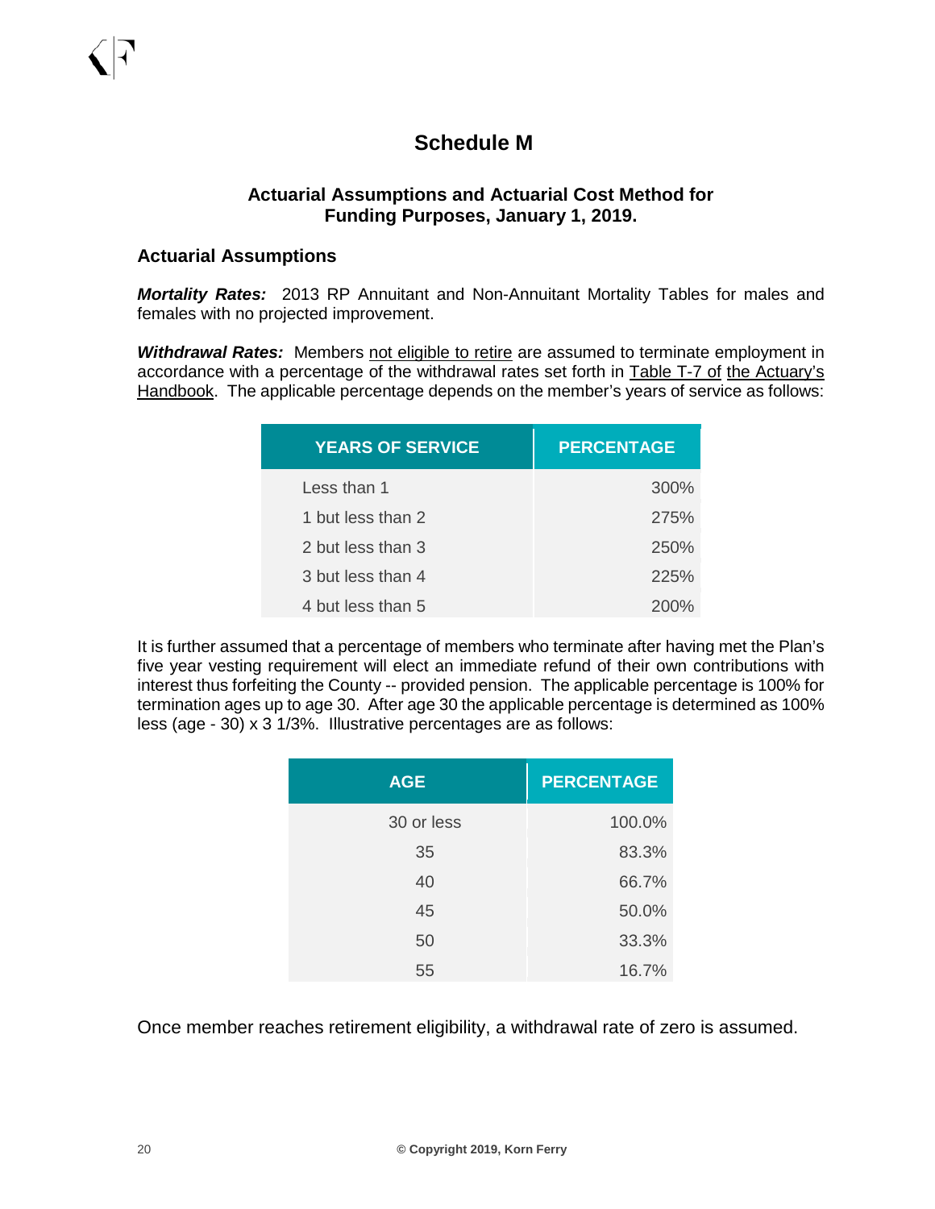# Schedule M

## Actuarial Assumptions and Actuarial Cost Method for Funding Purposes, January 1, 2019.

### Actuarial Assumptions

***Mortality Rates:*** 2013 RP Annuitant and Non-Annuitant Mortality Tables for males and females with no projected improvement.

***Withdrawal Rates:*** Members not eligible to retire are assumed to terminate employment in accordance with a percentage of the withdrawal rates set forth in Table T-7 of the Actuary's Handbook. The applicable percentage depends on the member's years of service as follows:

| YEARS OF SERVICE | PERCENTAGE |
|---|---|
| Less than 1 | 300% |
| 1 but less than 2 | 275% |
| 2 but less than 3 | 250% |
| 3 but less than 4 | 225% |
| 4 but less than 5 | 200% |

It is further assumed that a percentage of members who terminate after having met the Plan's five year vesting requirement will elect an immediate refund of their own contributions with interest thus forfeiting the County -- provided pension. The applicable percentage is 100% for termination ages up to age 30. After age 30 the applicable percentage is determined as 100% less (age - 30) x 3 1/3%. Illustrative percentages are as follows:

| AGE | PERCENTAGE |
|---|---|
| 30 or less | 100.0% |
| 35 | 83.3% |
| 40 | 66.7% |
| 45 | 50.0% |
| 50 | 33.3% |
| 55 | 16.7% |

Once member reaches retirement eligibility, a withdrawal rate of zero is assumed.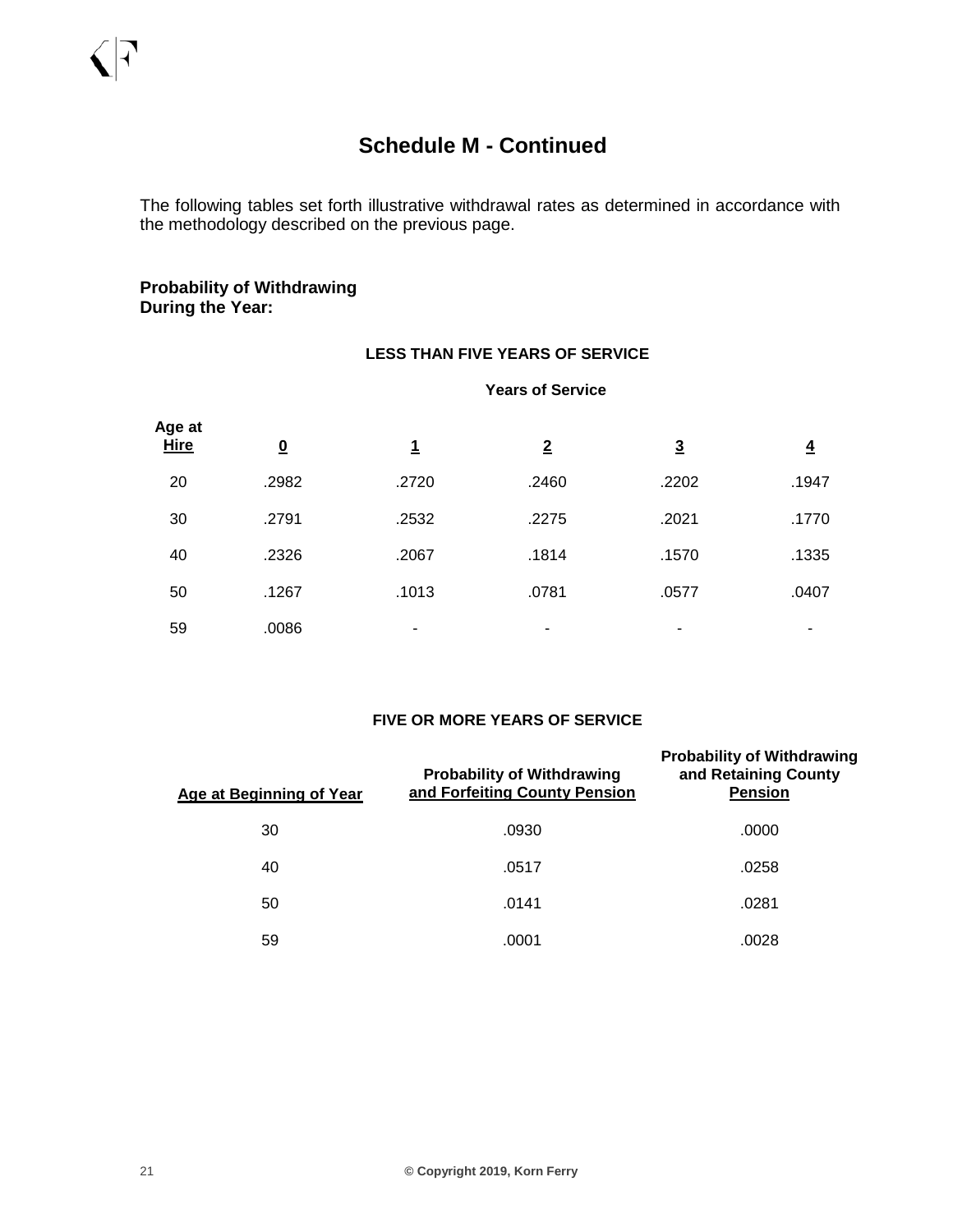## Schedule M - Continued

The following tables set forth illustrative withdrawal rates as determined in accordance with the methodology described on the previous page.

**Probability of Withdrawing During the Year:**

**LESS THAN FIVE YEARS OF SERVICE**

| Age at Hire | Years of Service 0 | 1 | 2 | 3 | 4 |
|---|---|---|---|---|---|
| 20 | .2982 | .2720 | .2460 | .2202 | .1947 |
| 30 | .2791 | .2532 | .2275 | .2021 | .1770 |
| 40 | .2326 | .2067 | .1814 | .1570 | .1335 |
| 50 | .1267 | .1013 | .0781 | .0577 | .0407 |
| 59 | .0086 | - | - | - | - |

**FIVE OR MORE YEARS OF SERVICE**

| Age at Beginning of Year | Probability of Withdrawing and Forfeiting County Pension | Probability of Withdrawing and Retaining County Pension |
|---|---|---|
| 30 | .0930 | .0000 |
| 40 | .0517 | .0258 |
| 50 | .0141 | .0281 |
| 59 | .0001 | .0028 |

**© Copyright 2019, Korn Ferry**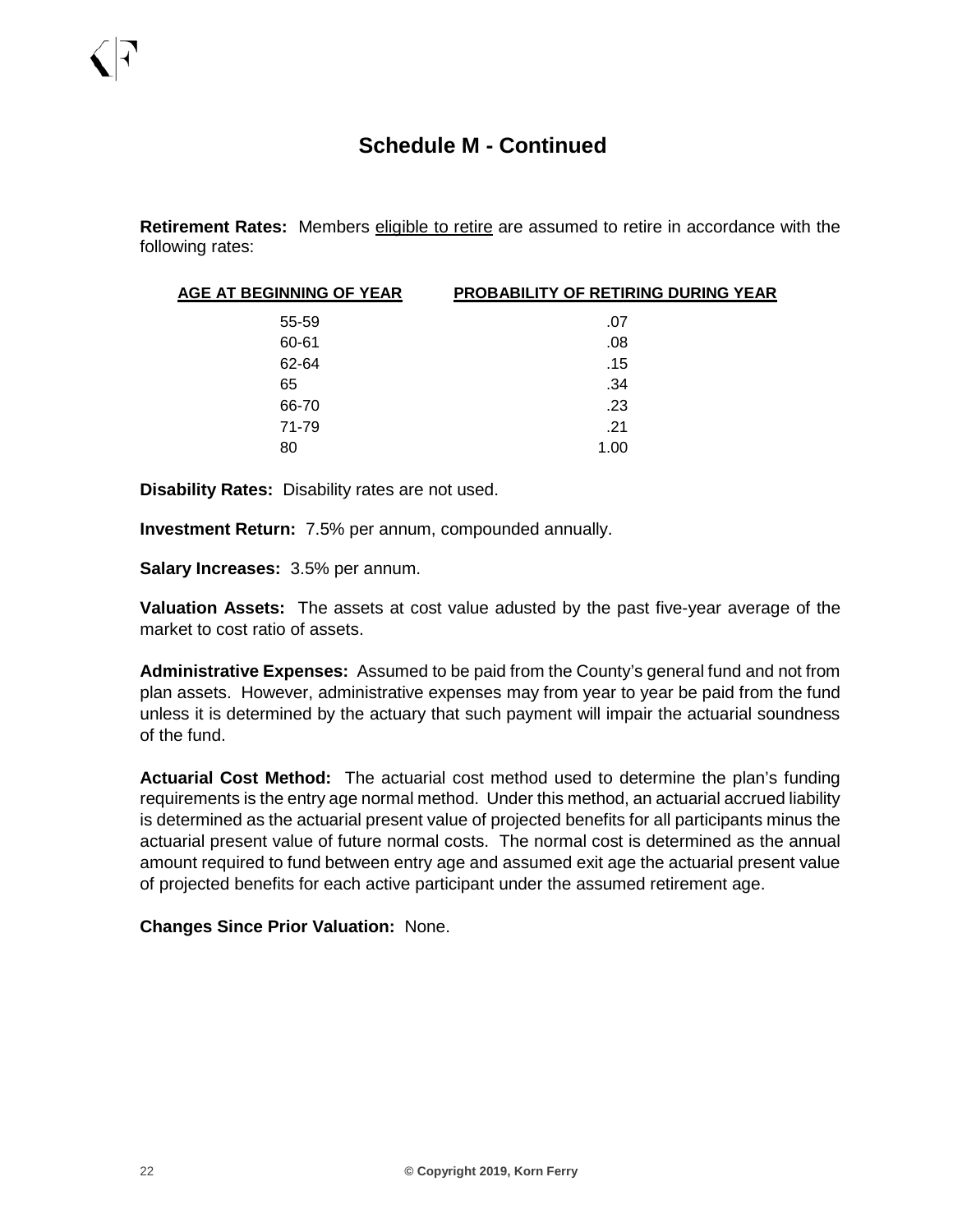## Schedule M - Continued

**Retirement Rates:** Members eligible to retire are assumed to retire in accordance with the following rates:

| AGE AT BEGINNING OF YEAR | PROBABILITY OF RETIRING DURING YEAR |
|---|---|
| 55-59 | .07 |
| 60-61 | .08 |
| 62-64 | .15 |
| 65 | .34 |
| 66-70 | .23 |
| 71-79 | .21 |
| 80 | 1.00 |

**Disability Rates:** Disability rates are not used.

**Investment Return:** 7.5% per annum, compounded annually.

**Salary Increases:** 3.5% per annum.

**Valuation Assets:** The assets at cost value adusted by the past five-year average of the market to cost ratio of assets.

**Administrative Expenses:** Assumed to be paid from the County's general fund and not from plan assets. However, administrative expenses may from year to year be paid from the fund unless it is determined by the actuary that such payment will impair the actuarial soundness of the fund.

**Actuarial Cost Method:** The actuarial cost method used to determine the plan's funding requirements is the entry age normal method. Under this method, an actuarial accrued liability is determined as the actuarial present value of projected benefits for all participants minus the actuarial present value of future normal costs. The normal cost is determined as the annual amount required to fund between entry age and assumed exit age the actuarial present value of projected benefits for each active participant under the assumed retirement age.

**Changes Since Prior Valuation:** None.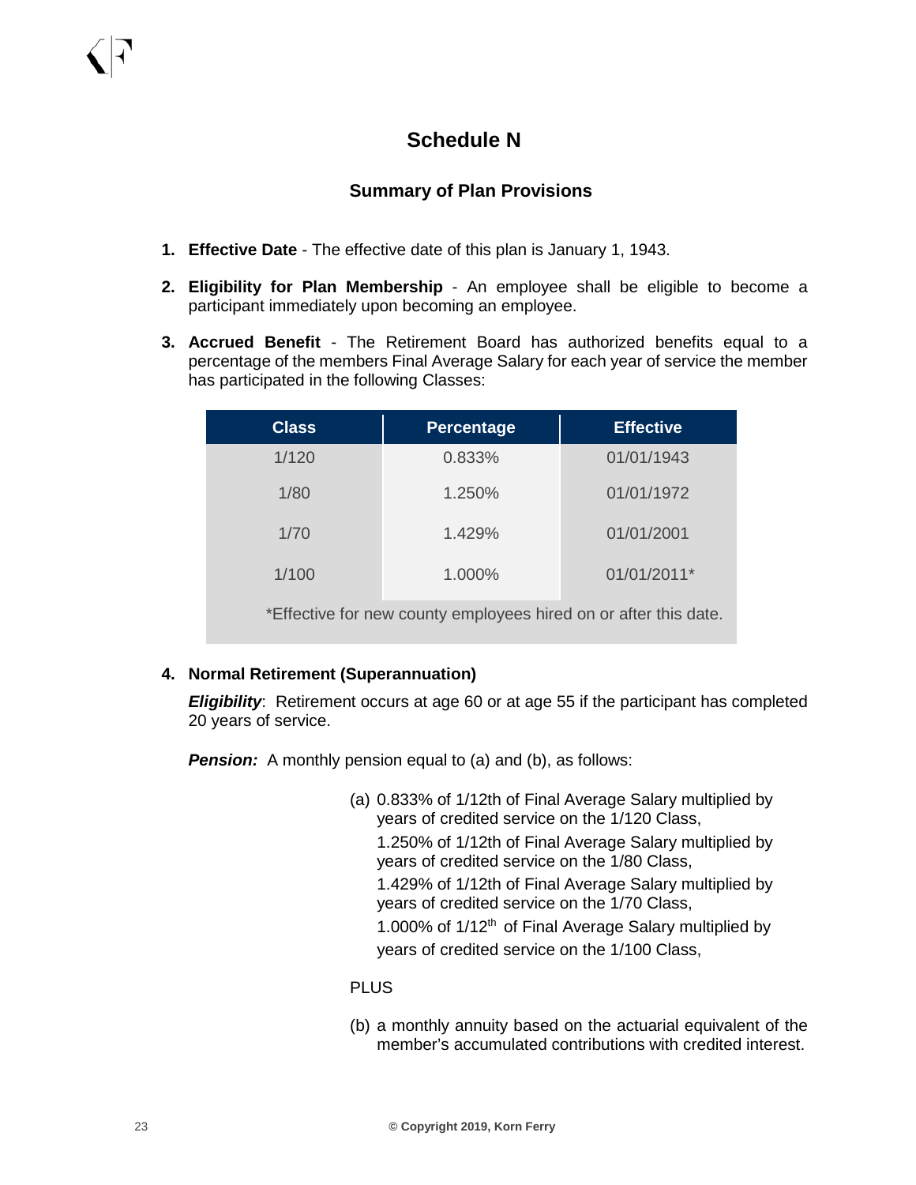# Schedule N

## Summary of Plan Provisions

1. **Effective Date** - The effective date of this plan is January 1, 1943.

2. **Eligibility for Plan Membership** - An employee shall be eligible to become a participant immediately upon becoming an employee.

3. **Accrued Benefit** - The Retirement Board has authorized benefits equal to a percentage of the members Final Average Salary for each year of service the member has participated in the following Classes:

| Class | Percentage | Effective |
|---|---|---|
| 1/120 | 0.833% | 01/01/1943 |
| 1/80 | 1.250% | 01/01/1972 |
| 1/70 | 1.429% | 01/01/2001 |
| 1/100 | 1.000% | 01/01/2011* |

*Effective for new county employees hired on or after this date.

4. **Normal Retirement (Superannuation)**

***Eligibility***: Retirement occurs at age 60 or at age 55 if the participant has completed 20 years of service.

***Pension:*** A monthly pension equal to (a) and (b), as follows:

(a) 0.833% of 1/12th of Final Average Salary multiplied by years of credited service on the 1/120 Class,
1.250% of 1/12th of Final Average Salary multiplied by years of credited service on the 1/80 Class,
1.429% of 1/12th of Final Average Salary multiplied by years of credited service on the 1/70 Class,
1.000% of 1/12th of Final Average Salary multiplied by years of credited service on the 1/100 Class,

PLUS

(b) a monthly annuity based on the actuarial equivalent of the member's accumulated contributions with credited interest.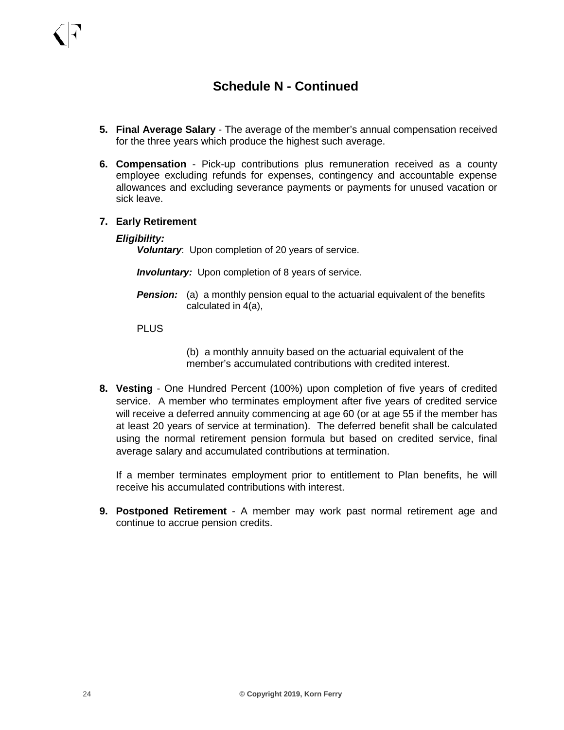## Schedule N - Continued

5. **Final Average Salary** - The average of the member's annual compensation received for the three years which produce the highest such average.

6. **Compensation** - Pick-up contributions plus remuneration received as a county employee excluding refunds for expenses, contingency and accountable expense allowances and excluding severance payments or payments for unused vacation or sick leave.

7. **Early Retirement**

   ***Eligibility:***

   ***Voluntary***: Upon completion of 20 years of service.

   ***Involuntary:*** Upon completion of 8 years of service.

   ***Pension:*** (a) a monthly pension equal to the actuarial equivalent of the benefits calculated in 4(a),

   PLUS

   (b) a monthly annuity based on the actuarial equivalent of the member's accumulated contributions with credited interest.

8. **Vesting** - One Hundred Percent (100%) upon completion of five years of credited service. A member who terminates employment after five years of credited service will receive a deferred annuity commencing at age 60 (or at age 55 if the member has at least 20 years of service at termination). The deferred benefit shall be calculated using the normal retirement pension formula but based on credited service, final average salary and accumulated contributions at termination.

   If a member terminates employment prior to entitlement to Plan benefits, he will receive his accumulated contributions with interest.

9. **Postponed Retirement** - A member may work past normal retirement age and continue to accrue pension credits.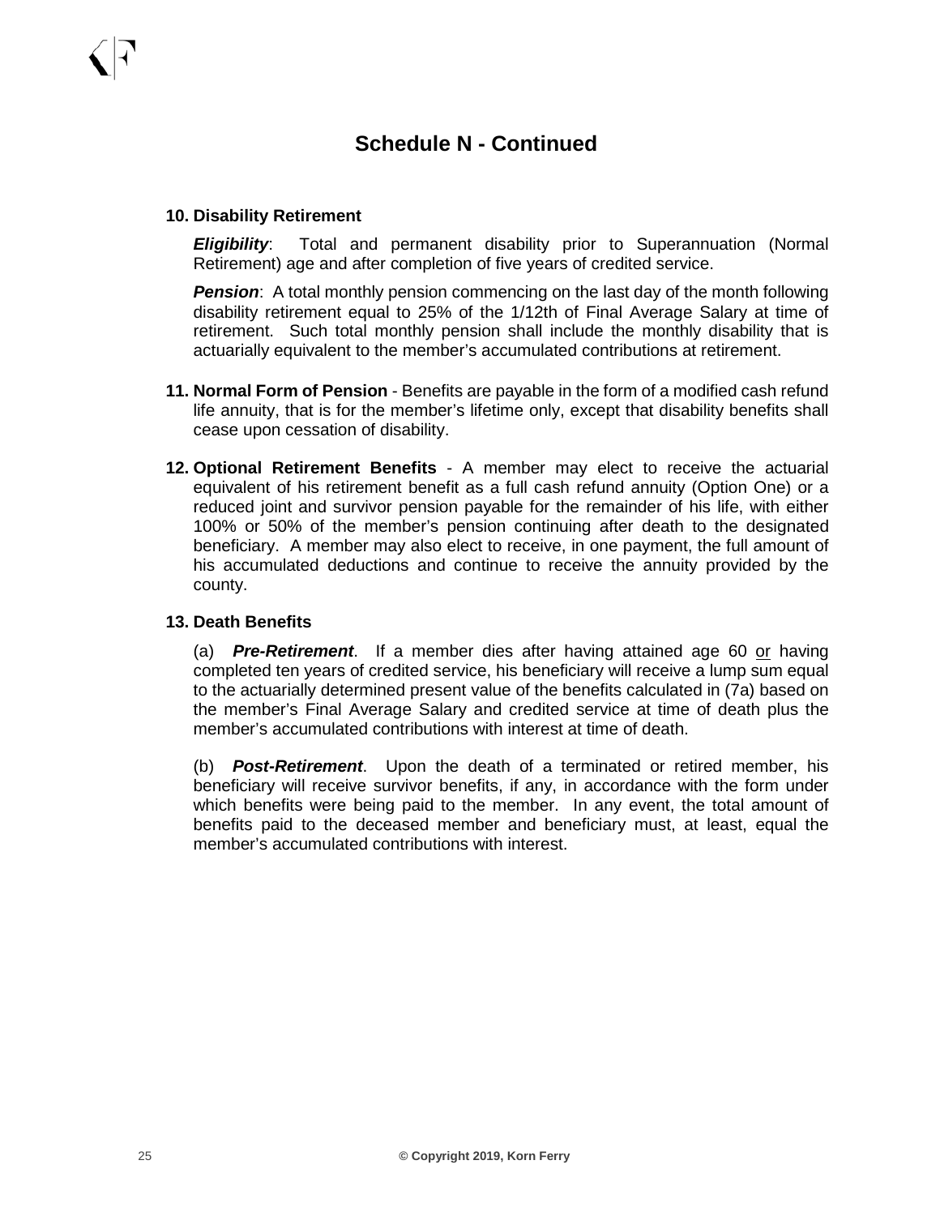## Schedule N - Continued

**10. Disability Retirement**

***Eligibility***: Total and permanent disability prior to Superannuation (Normal Retirement) age and after completion of five years of credited service.

***Pension***: A total monthly pension commencing on the last day of the month following disability retirement equal to 25% of the 1/12th of Final Average Salary at time of retirement. Such total monthly pension shall include the monthly disability that is actuarially equivalent to the member's accumulated contributions at retirement.

**11. Normal Form of Pension** - Benefits are payable in the form of a modified cash refund life annuity, that is for the member's lifetime only, except that disability benefits shall cease upon cessation of disability.

**12. Optional Retirement Benefits** - A member may elect to receive the actuarial equivalent of his retirement benefit as a full cash refund annuity (Option One) or a reduced joint and survivor pension payable for the remainder of his life, with either 100% or 50% of the member's pension continuing after death to the designated beneficiary. A member may also elect to receive, in one payment, the full amount of his accumulated deductions and continue to receive the annuity provided by the county.

**13. Death Benefits**

(a) ***Pre-Retirement***. If a member dies after having attained age 60 <u>or</u> having completed ten years of credited service, his beneficiary will receive a lump sum equal to the actuarially determined present value of the benefits calculated in (7a) based on the member's Final Average Salary and credited service at time of death plus the member's accumulated contributions with interest at time of death.

(b) ***Post-Retirement***. Upon the death of a terminated or retired member, his beneficiary will receive survivor benefits, if any, in accordance with the form under which benefits were being paid to the member. In any event, the total amount of benefits paid to the deceased member and beneficiary must, at least, equal the member's accumulated contributions with interest.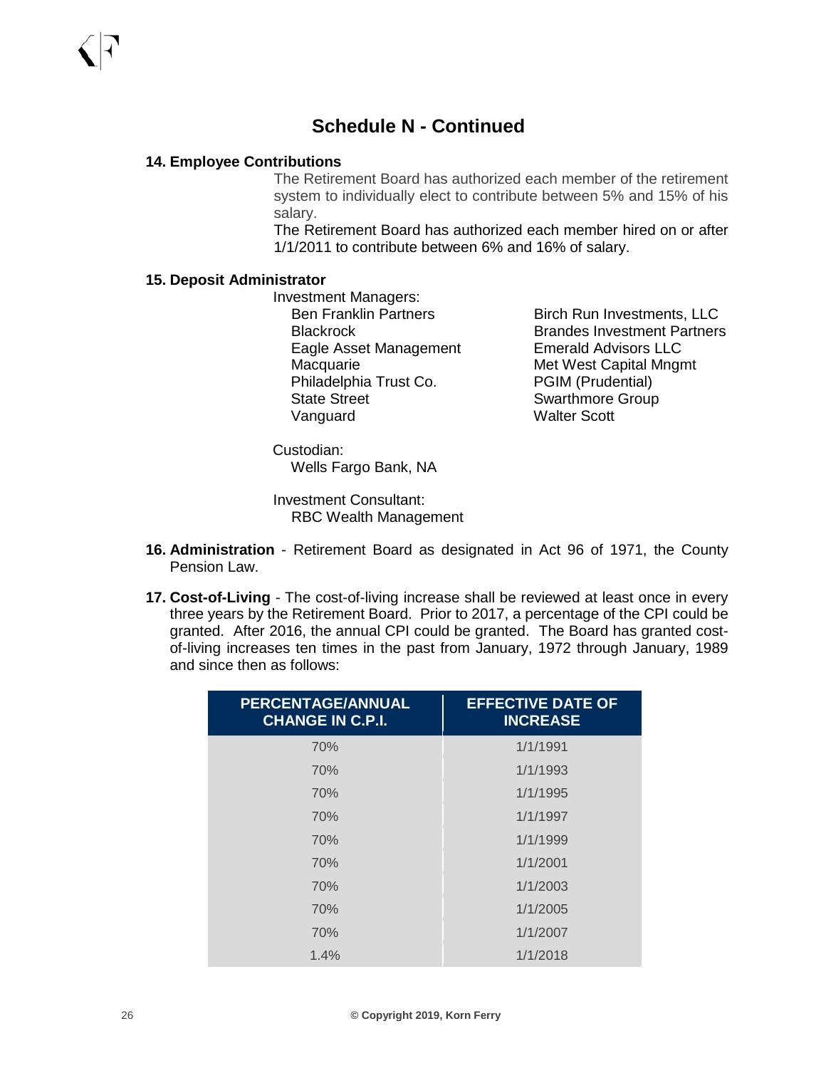## Schedule N - Continued

**14. Employee Contributions**

The Retirement Board has authorized each member of the retirement system to individually elect to contribute between 5% and 15% of his salary.

The Retirement Board has authorized each member hired on or after 1/1/2011 to contribute between 6% and 16% of salary.

**15. Deposit Administrator**

Investment Managers:

- Ben Franklin Partners
- Blackrock
- Eagle Asset Management
- Macquarie
- Philadelphia Trust Co.
- State Street
- Vanguard
- Birch Run Investments, LLC
- Brandes Investment Partners
- Emerald Advisors LLC
- Met West Capital Mngmt
- PGIM (Prudential)
- Swarthmore Group
- Walter Scott

Custodian:

- Wells Fargo Bank, NA

Investment Consultant:

- RBC Wealth Management

**16. Administration** - Retirement Board as designated in Act 96 of 1971, the County Pension Law.

**17. Cost-of-Living** - The cost-of-living increase shall be reviewed at least once in every three years by the Retirement Board. Prior to 2017, a percentage of the CPI could be granted. After 2016, the annual CPI could be granted. The Board has granted cost-of-living increases ten times in the past from January, 1972 through January, 1989 and since then as follows:

| PERCENTAGE/ANNUAL CHANGE IN C.P.I. | EFFECTIVE DATE OF INCREASE |
|---|---|
| 70% | 1/1/1991 |
| 70% | 1/1/1993 |
| 70% | 1/1/1995 |
| 70% | 1/1/1997 |
| 70% | 1/1/1999 |
| 70% | 1/1/2001 |
| 70% | 1/1/2003 |
| 70% | 1/1/2005 |
| 70% | 1/1/2007 |
| 1.4% | 1/1/2018 |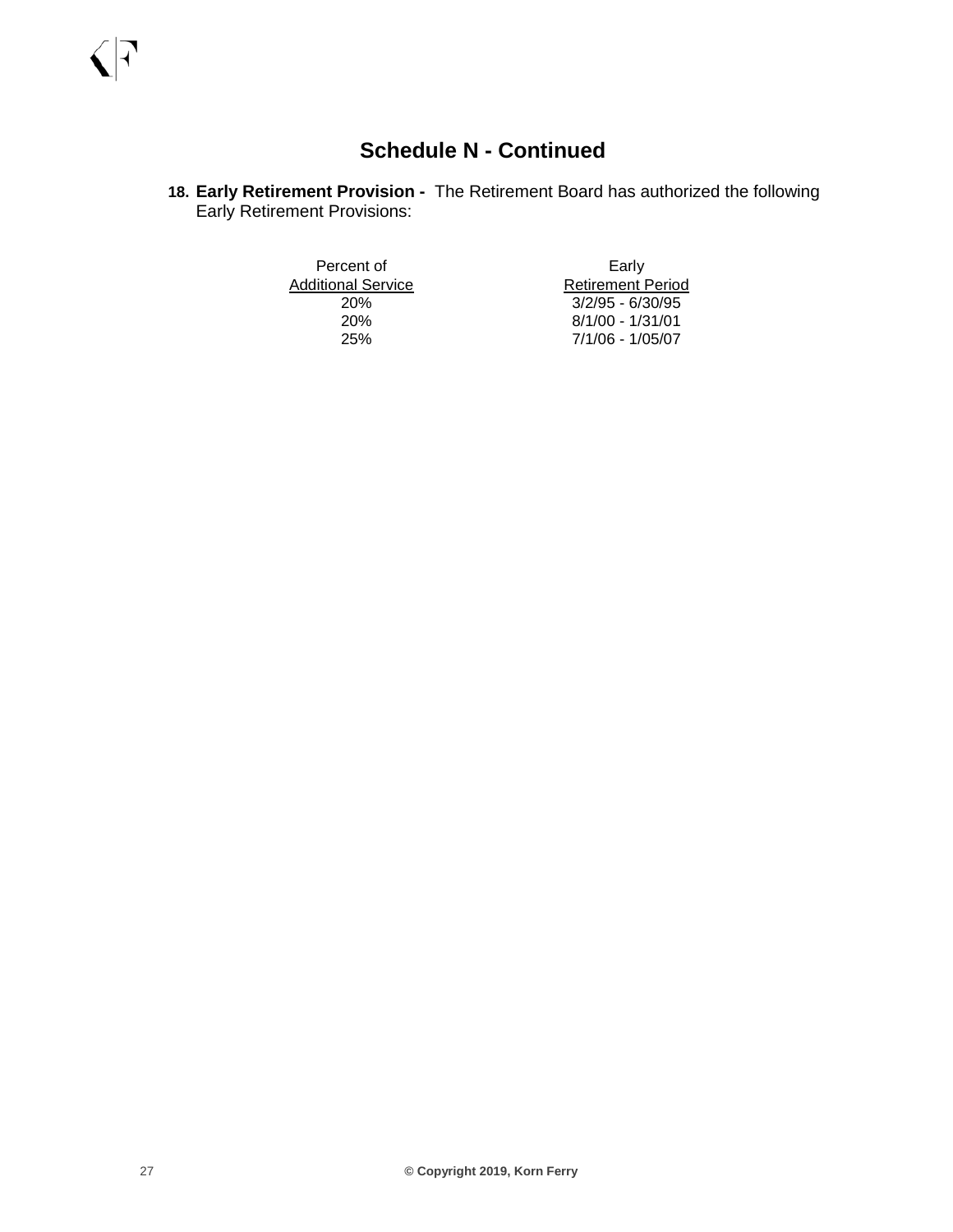## Schedule N - Continued

18. **Early Retirement Provision -** The Retirement Board has authorized the following Early Retirement Provisions:

| Percent of Additional Service | Early Retirement Period |
|---|---|
| 20% | 3/2/95 - 6/30/95 |
| 20% | 8/1/00 - 1/31/01 |
| 25% | 7/1/06 - 1/05/07 |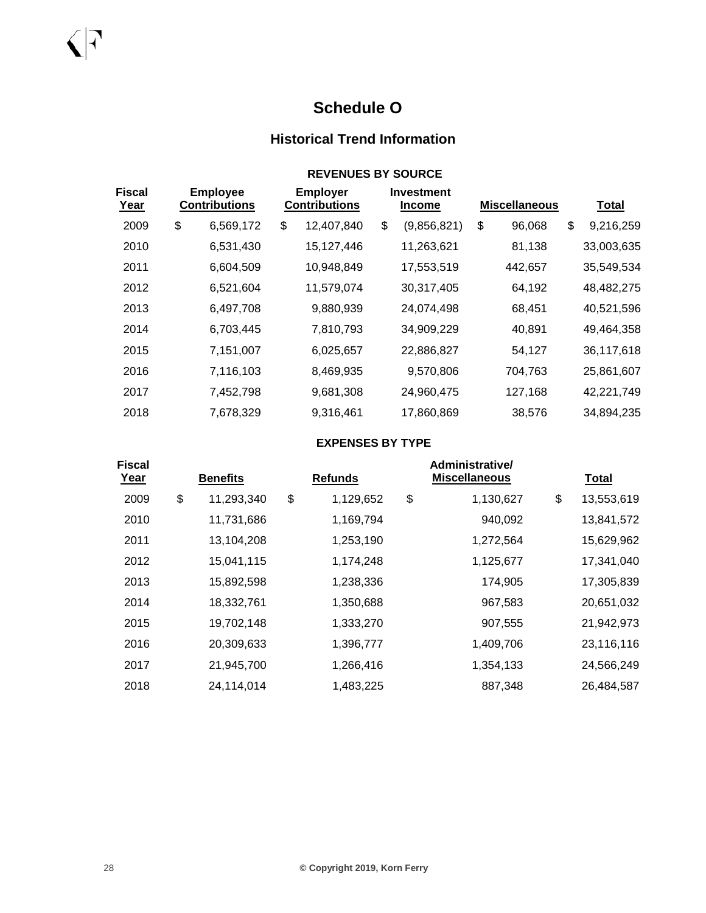# Schedule O

## Historical Trend Information

### REVENUES BY SOURCE

| Fiscal Year | Employee Contributions | Employer Contributions | Investment Income | Miscellaneous | Total |
|---|---|---|---|---|---|
| 2009 | $ 6,569,172 | $ 12,407,840 | $ (9,856,821) | $ 96,068 | $ 9,216,259 |
| 2010 | 6,531,430 | 15,127,446 | 11,263,621 | 81,138 | 33,003,635 |
| 2011 | 6,604,509 | 10,948,849 | 17,553,519 | 442,657 | 35,549,534 |
| 2012 | 6,521,604 | 11,579,074 | 30,317,405 | 64,192 | 48,482,275 |
| 2013 | 6,497,708 | 9,880,939 | 24,074,498 | 68,451 | 40,521,596 |
| 2014 | 6,703,445 | 7,810,793 | 34,909,229 | 40,891 | 49,464,358 |
| 2015 | 7,151,007 | 6,025,657 | 22,886,827 | 54,127 | 36,117,618 |
| 2016 | 7,116,103 | 8,469,935 | 9,570,806 | 704,763 | 25,861,607 |
| 2017 | 7,452,798 | 9,681,308 | 24,960,475 | 127,168 | 42,221,749 |
| 2018 | 7,678,329 | 9,316,461 | 17,860,869 | 38,576 | 34,894,235 |

### EXPENSES BY TYPE

| Fiscal Year | Benefits | Refunds | Administrative/ Miscellaneous | Total |
|---|---|---|---|---|
| 2009 | $ 11,293,340 | $ 1,129,652 | $ 1,130,627 | $ 13,553,619 |
| 2010 | 11,731,686 | 1,169,794 | 940,092 | 13,841,572 |
| 2011 | 13,104,208 | 1,253,190 | 1,272,564 | 15,629,962 |
| 2012 | 15,041,115 | 1,174,248 | 1,125,677 | 17,341,040 |
| 2013 | 15,892,598 | 1,238,336 | 174,905 | 17,305,839 |
| 2014 | 18,332,761 | 1,350,688 | 967,583 | 20,651,032 |
| 2015 | 19,702,148 | 1,333,270 | 907,555 | 21,942,973 |
| 2016 | 20,309,633 | 1,396,777 | 1,409,706 | 23,116,116 |
| 2017 | 21,945,700 | 1,266,416 | 1,354,133 | 24,566,249 |
| 2018 | 24,114,014 | 1,483,225 | 887,348 | 26,484,587 |

© Copyright 2019, Korn Ferry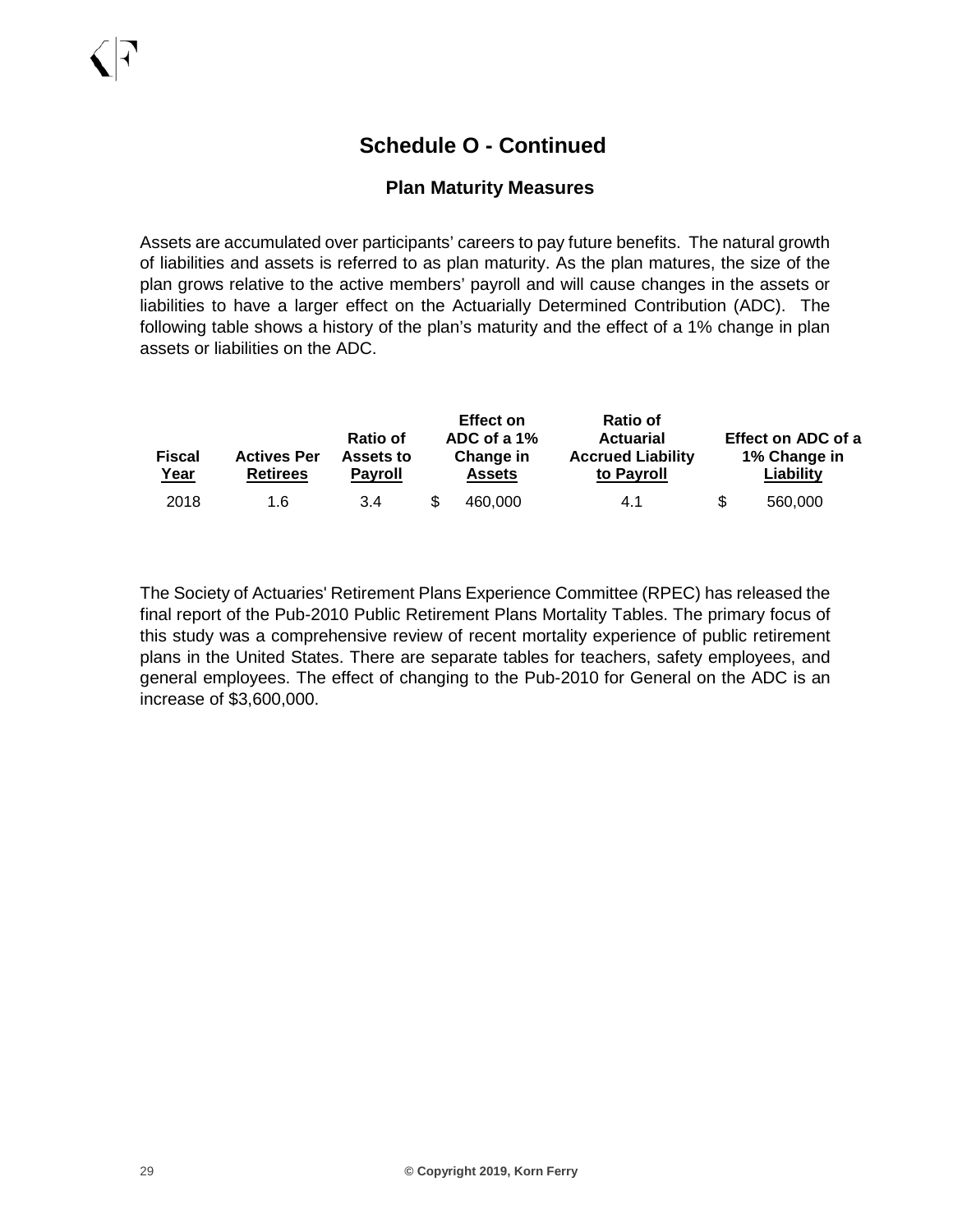## Schedule O - Continued

### Plan Maturity Measures

Assets are accumulated over participants' careers to pay future benefits. The natural growth of liabilities and assets is referred to as plan maturity. As the plan matures, the size of the plan grows relative to the active members' payroll and will cause changes in the assets or liabilities to have a larger effect on the Actuarially Determined Contribution (ADC). The following table shows a history of the plan's maturity and the effect of a 1% change in plan assets or liabilities on the ADC.

| Fiscal Year | Actives Per Retirees | Ratio of Assets to Payroll | Effect on ADC of a 1% Change in Assets | Ratio of Actuarial Accrued Liability to Payroll | Effect on ADC of a 1% Change in Liability |
|---|---|---|---|---|---|
| 2018 | 1.6 | 3.4 | $ 460,000 | 4.1 | $ 560,000 |

The Society of Actuaries' Retirement Plans Experience Committee (RPEC) has released the final report of the Pub-2010 Public Retirement Plans Mortality Tables. The primary focus of this study was a comprehensive review of recent mortality experience of public retirement plans in the United States. There are separate tables for teachers, safety employees, and general employees. The effect of changing to the Pub-2010 for General on the ADC is an increase of $3,600,000.

**© Copyright 2019, Korn Ferry**